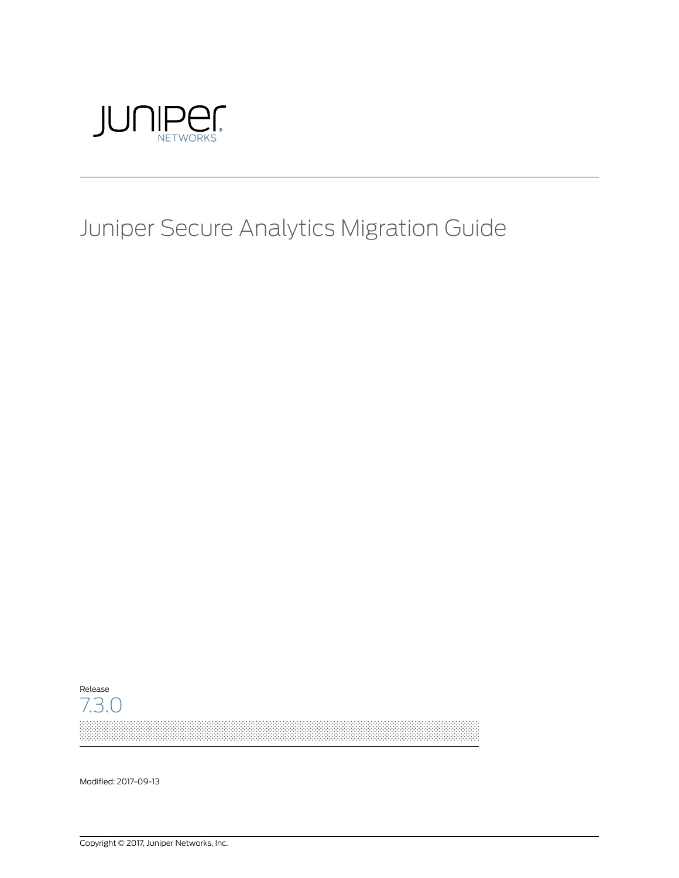JUNIPER NETWORKS

# Juniper Secure Analytics Migration Guide

Release

7.3.0

Modified: 2017-09-13

Copyright © 2017, Juniper Networks, Inc.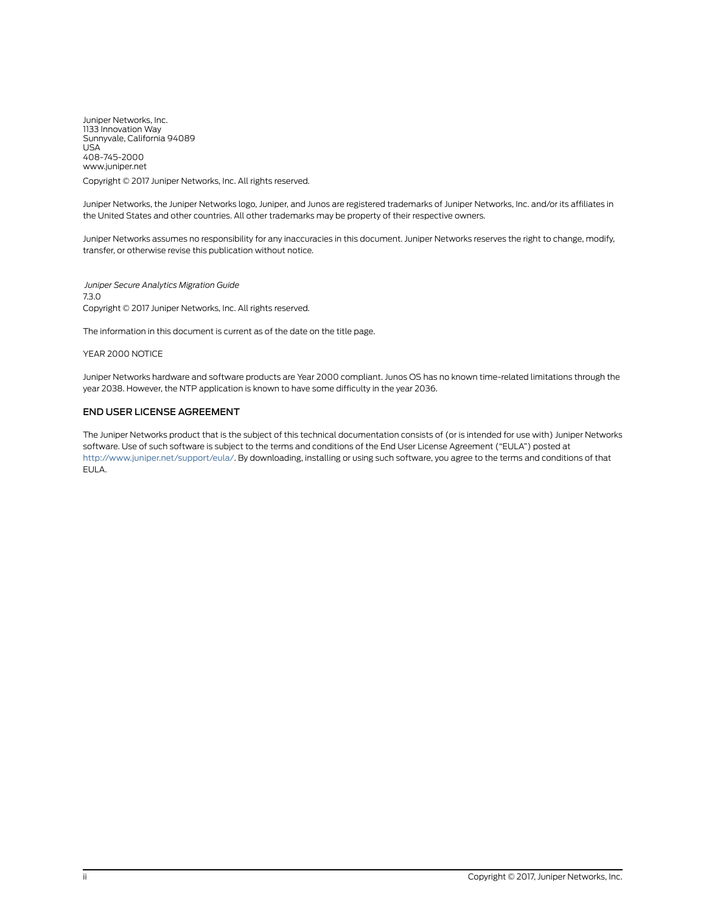Juniper Networks, Inc.
1133 Innovation Way
Sunnyvale, California 94089
USA
408-745-2000
www.juniper.net

Copyright © 2017 Juniper Networks, Inc. All rights reserved.

Juniper Networks, the Juniper Networks logo, Juniper, and Junos are registered trademarks of Juniper Networks, Inc. and/or its affiliates in the United States and other countries. All other trademarks may be property of their respective owners.

Juniper Networks assumes no responsibility for any inaccuracies in this document. Juniper Networks reserves the right to change, modify, transfer, or otherwise revise this publication without notice.

*Juniper Secure Analytics Migration Guide*
7.3.0
Copyright © 2017 Juniper Networks, Inc. All rights reserved.

The information in this document is current as of the date on the title page.

YEAR 2000 NOTICE

Juniper Networks hardware and software products are Year 2000 compliant. Junos OS has no known time-related limitations through the year 2038. However, the NTP application is known to have some difficulty in the year 2036.

## END USER LICENSE AGREEMENT

The Juniper Networks product that is the subject of this technical documentation consists of (or is intended for use with) Juniper Networks software. Use of such software is subject to the terms and conditions of the End User License Agreement ("EULA") posted at http://www.juniper.net/support/eula/. By downloading, installing or using such software, you agree to the terms and conditions of that EULA.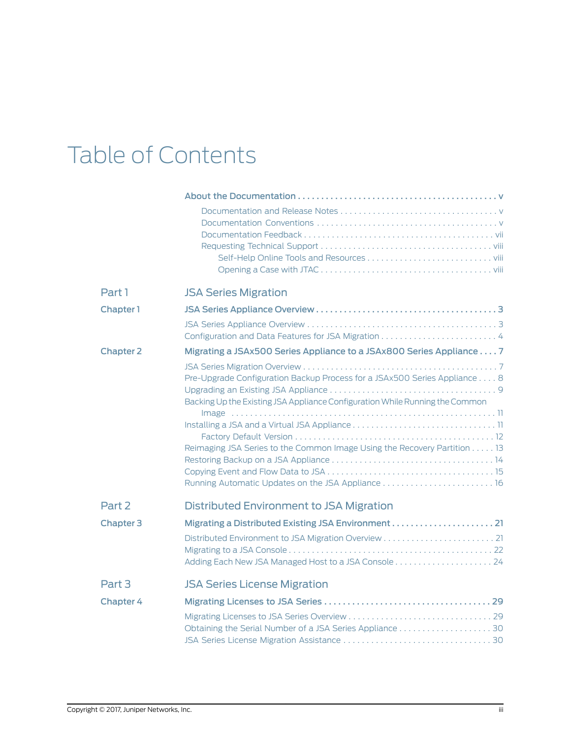# Table of Contents

**About the Documentation . . . v**

- Documentation and Release Notes . . . v
- Documentation Conventions . . . v
- Documentation Feedback . . . vii
- Requesting Technical Support . . . viii
  - Self-Help Online Tools and Resources . . . viii
  - Opening a Case with JTAC . . . viii

## Part 1 JSA Series Migration

### Chapter 1 JSA Series Appliance Overview . . . 3

- JSA Series Appliance Overview . . . 3
- Configuration and Data Features for JSA Migration . . . 4

### Chapter 2 Migrating a JSAx500 Series Appliance to a JSAx800 Series Appliance . . . 7

- JSA Series Migration Overview . . . 7
- Pre-Upgrade Configuration Backup Process for a JSAx500 Series Appliance . . . 8
- Upgrading an Existing JSA Appliance . . . 9
- Backing Up the Existing JSA Appliance Configuration While Running the Common Image . . . 11
- Installing a JSA and a Virtual JSA Appliance . . . 11
  - Factory Default Version . . . 12
- Reimaging JSA Series to the Common Image Using the Recovery Partition . . . 13
- Restoring Backup on a JSA Appliance . . . 14
- Copying Event and Flow Data to JSA . . . 15
- Running Automatic Updates on the JSA Appliance . . . 16

## Part 2 Distributed Environment to JSA Migration

### Chapter 3 Migrating a Distributed Existing JSA Environment . . . 21

- Distributed Environment to JSA Migration Overview . . . 21
- Migrating to a JSA Console . . . 22
- Adding Each New JSA Managed Host to a JSA Console . . . 24

## Part 3 JSA Series License Migration

### Chapter 4 Migrating Licenses to JSA Series . . . 29

- Migrating Licenses to JSA Series Overview . . . 29
- Obtaining the Serial Number of a JSA Series Appliance . . . 30
- JSA Series License Migration Assistance . . . 30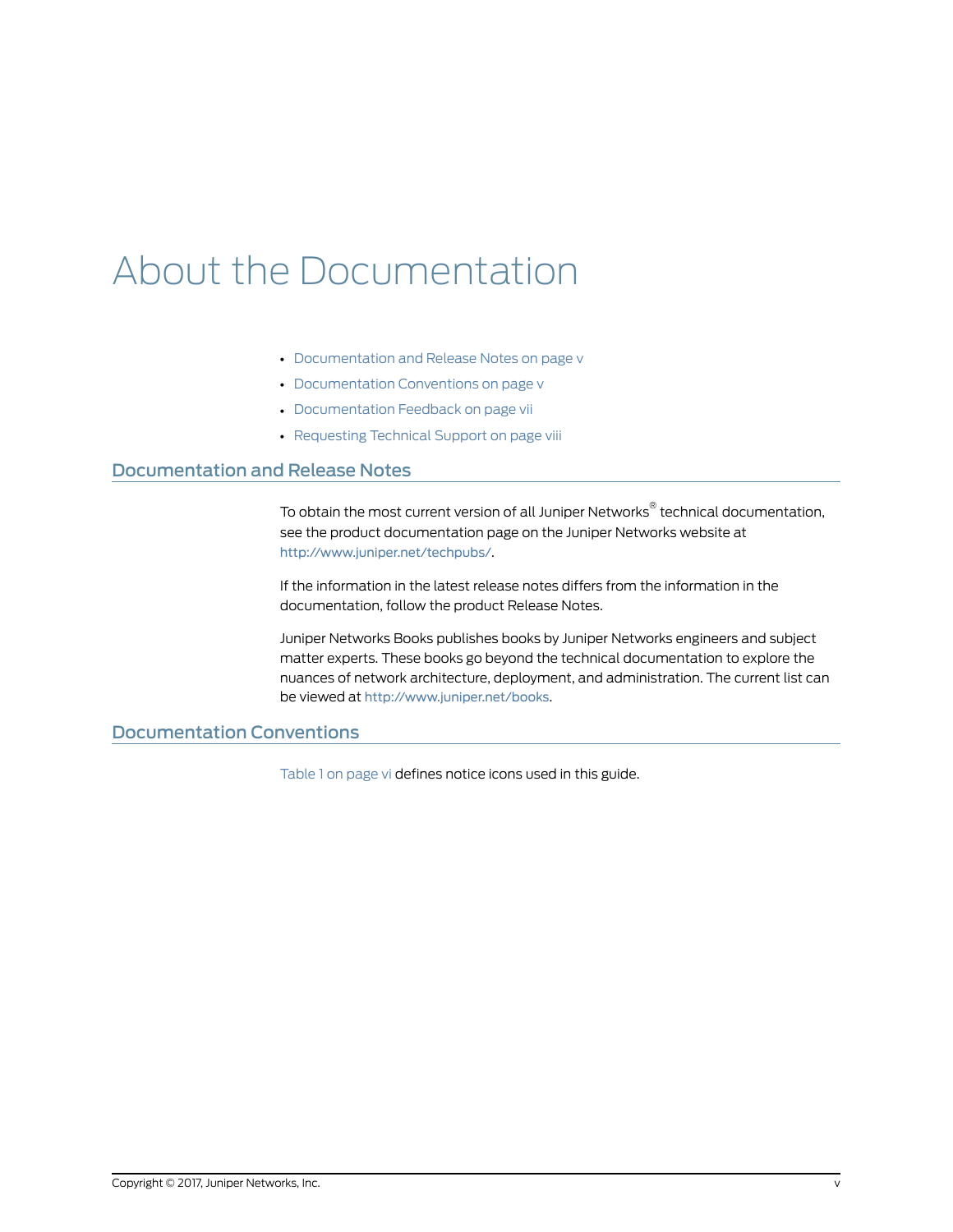# About the Documentation

- Documentation and Release Notes on page v
- Documentation Conventions on page v
- Documentation Feedback on page vii
- Requesting Technical Support on page viii

## Documentation and Release Notes

To obtain the most current version of all Juniper Networks® technical documentation, see the product documentation page on the Juniper Networks website at http://www.juniper.net/techpubs/.

If the information in the latest release notes differs from the information in the documentation, follow the product Release Notes.

Juniper Networks Books publishes books by Juniper Networks engineers and subject matter experts. These books go beyond the technical documentation to explore the nuances of network architecture, deployment, and administration. The current list can be viewed at http://www.juniper.net/books.

## Documentation Conventions

Table 1 on page vi defines notice icons used in this guide.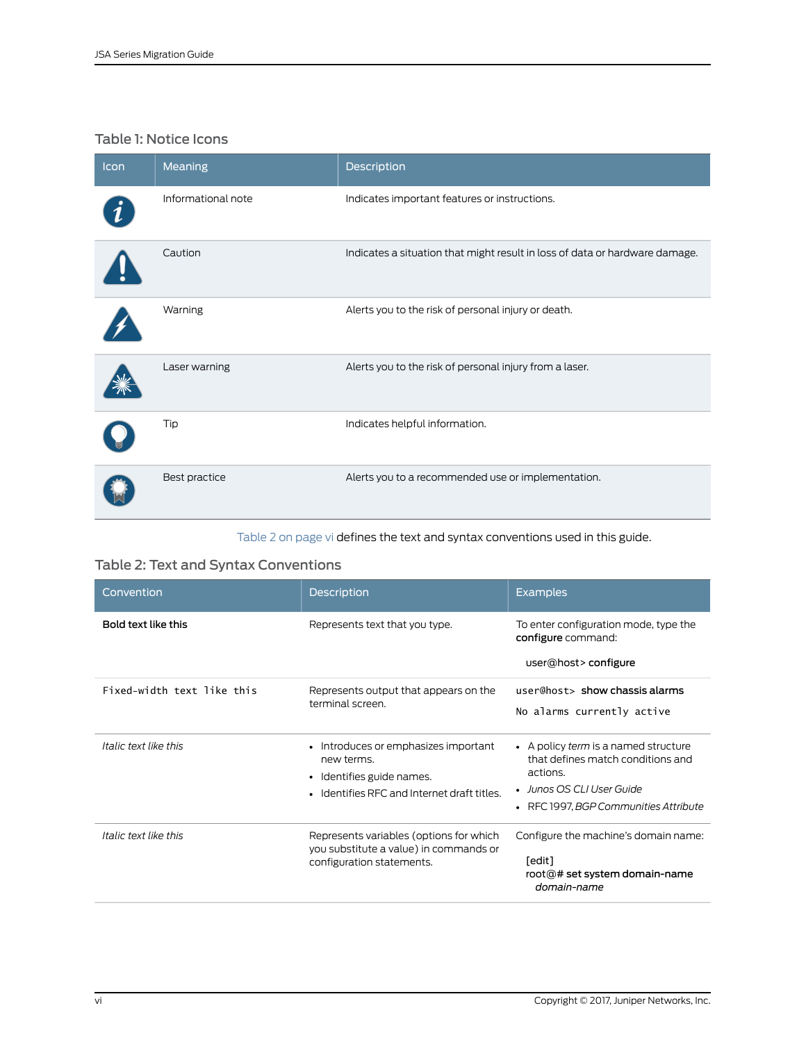Table 1: Notice Icons

| Icon | Meaning | Description |
| --- | --- | --- |
| | Informational note | Indicates important features or instructions. |
| | Caution | Indicates a situation that might result in loss of data or hardware damage. |
| | Warning | Alerts you to the risk of personal injury or death. |
| | Laser warning | Alerts you to the risk of personal injury from a laser. |
| | Tip | Indicates helpful information. |
| | Best practice | Alerts you to a recommended use or implementation. |

Table 2 on page vi defines the text and syntax conventions used in this guide.

Table 2: Text and Syntax Conventions

| Convention | Description | Examples |
| --- | --- | --- |
| **Bold text like this** | Represents text that you type. | To enter configuration mode, type the **configure** command:<br><br>user@host> **configure** |
| `Fixed-width text like this` | Represents output that appears on the terminal screen. | `user@host>` **show chassis alarms**<br><br>`No alarms currently active` |
| *Italic text like this* | • Introduces or emphasizes important new terms.<br>• Identifies guide names.<br>• Identifies RFC and Internet draft titles. | • A policy *term* is a named structure that defines match conditions and actions.<br>• *Junos OS CLI User Guide*<br>• RFC 1997, *BGP Communities Attribute* |
| *Italic text like this* | Represents variables (options for which you substitute a value) in commands or configuration statements. | Configure the machine's domain name:<br><br>[edit]<br>root@# **set system domain-name** *domain-name* |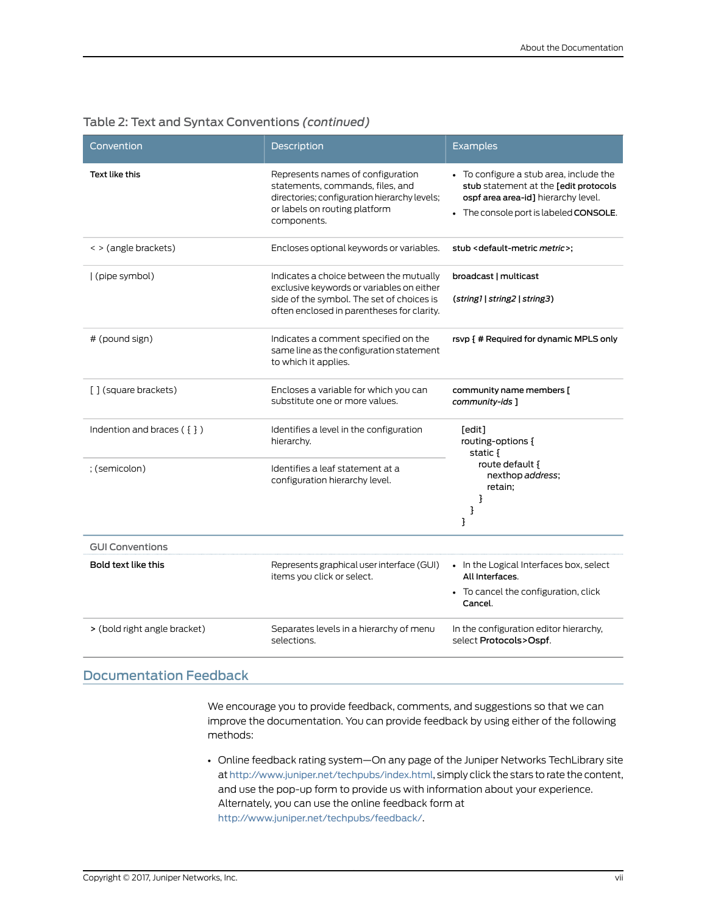Table 2: Text and Syntax Conventions *(continued)*

| Convention | Description | Examples |
| --- | --- | --- |
| **Text like this** | Represents names of configuration statements, commands, files, and directories; configuration hierarchy levels; or labels on routing platform components. | • To configure a stub area, include the **stub** statement at the **[edit protocols ospf area area-id]** hierarchy level. • The console port is labeled **CONSOLE**. |
| < > (angle brackets) | Encloses optional keywords or variables. | **stub <default-metric *metric*>;** |
| \| (pipe symbol) | Indicates a choice between the mutually exclusive keywords or variables on either side of the symbol. The set of choices is often enclosed in parentheses for clarity. | **broadcast \| multicast** **(*string1* \| *string2* \| *string3*)** |
| # (pound sign) | Indicates a comment specified on the same line as the configuration statement to which it applies. | **rsvp { # Required for dynamic MPLS only** |
| [ ] (square brackets) | Encloses a variable for which you can substitute one or more values. | **community name members [ *community-ids* ]** |
| Indention and braces ( { } ) | Identifies a level in the configuration hierarchy. | [edit] routing-options { static { route default { nexthop *address*; retain; } } } |
| ; (semicolon) | Identifies a leaf statement at a configuration hierarchy level. | |
| **GUI Conventions** | | |
| **Bold text like this** | Represents graphical user interface (GUI) items you click or select. | • In the Logical Interfaces box, select **All Interfaces**. • To cancel the configuration, click **Cancel**. |
| **>** (bold right angle bracket) | Separates levels in a hierarchy of menu selections. | In the configuration editor hierarchy, select **Protocols>Ospf**. |

## Documentation Feedback

We encourage you to provide feedback, comments, and suggestions so that we can improve the documentation. You can provide feedback by using either of the following methods:

- Online feedback rating system—On any page of the Juniper Networks TechLibrary site at http://www.juniper.net/techpubs/index.html, simply click the stars to rate the content, and use the pop-up form to provide us with information about your experience. Alternately, you can use the online feedback form at http://www.juniper.net/techpubs/feedback/.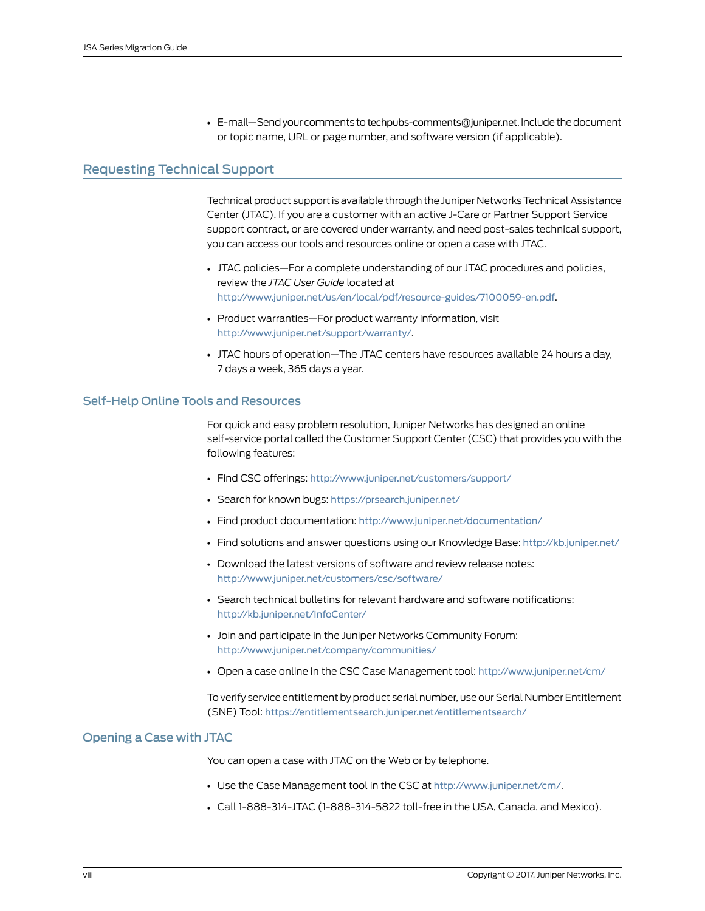- E-mail—Send your comments to techpubs-comments@juniper.net. Include the document or topic name, URL or page number, and software version (if applicable).

## Requesting Technical Support

Technical product support is available through the Juniper Networks Technical Assistance Center (JTAC). If you are a customer with an active J-Care or Partner Support Service support contract, or are covered under warranty, and need post-sales technical support, you can access our tools and resources online or open a case with JTAC.

- JTAC policies—For a complete understanding of our JTAC procedures and policies, review the *JTAC User Guide* located at http://www.juniper.net/us/en/local/pdf/resource-guides/7100059-en.pdf.
- Product warranties—For product warranty information, visit http://www.juniper.net/support/warranty/.
- JTAC hours of operation—The JTAC centers have resources available 24 hours a day, 7 days a week, 365 days a year.

### Self-Help Online Tools and Resources

For quick and easy problem resolution, Juniper Networks has designed an online self-service portal called the Customer Support Center (CSC) that provides you with the following features:

- Find CSC offerings: http://www.juniper.net/customers/support/
- Search for known bugs: https://prsearch.juniper.net/
- Find product documentation: http://www.juniper.net/documentation/
- Find solutions and answer questions using our Knowledge Base: http://kb.juniper.net/
- Download the latest versions of software and review release notes: http://www.juniper.net/customers/csc/software/
- Search technical bulletins for relevant hardware and software notifications: http://kb.juniper.net/InfoCenter/
- Join and participate in the Juniper Networks Community Forum: http://www.juniper.net/company/communities/
- Open a case online in the CSC Case Management tool: http://www.juniper.net/cm/

To verify service entitlement by product serial number, use our Serial Number Entitlement (SNE) Tool: https://entitlementsearch.juniper.net/entitlementsearch/

### Opening a Case with JTAC

You can open a case with JTAC on the Web or by telephone.

- Use the Case Management tool in the CSC at http://www.juniper.net/cm/.
- Call 1-888-314-JTAC (1-888-314-5822 toll-free in the USA, Canada, and Mexico).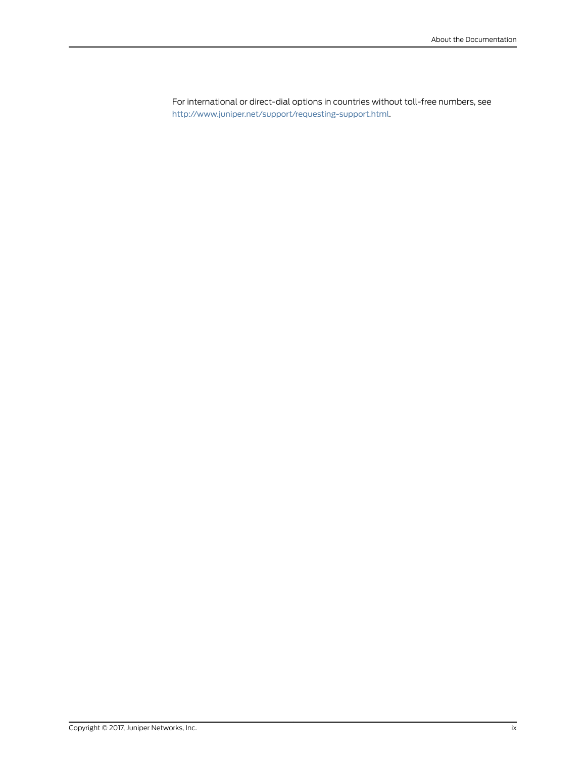For international or direct-dial options in countries without toll-free numbers, see http://www.juniper.net/support/requesting-support.html.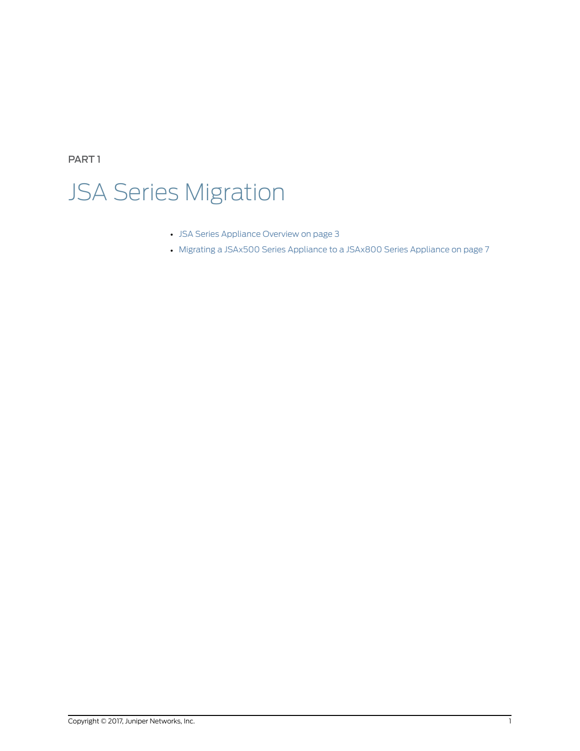PART 1

# JSA Series Migration

- JSA Series Appliance Overview on page 3
- Migrating a JSAx500 Series Appliance to a JSAx800 Series Appliance on page 7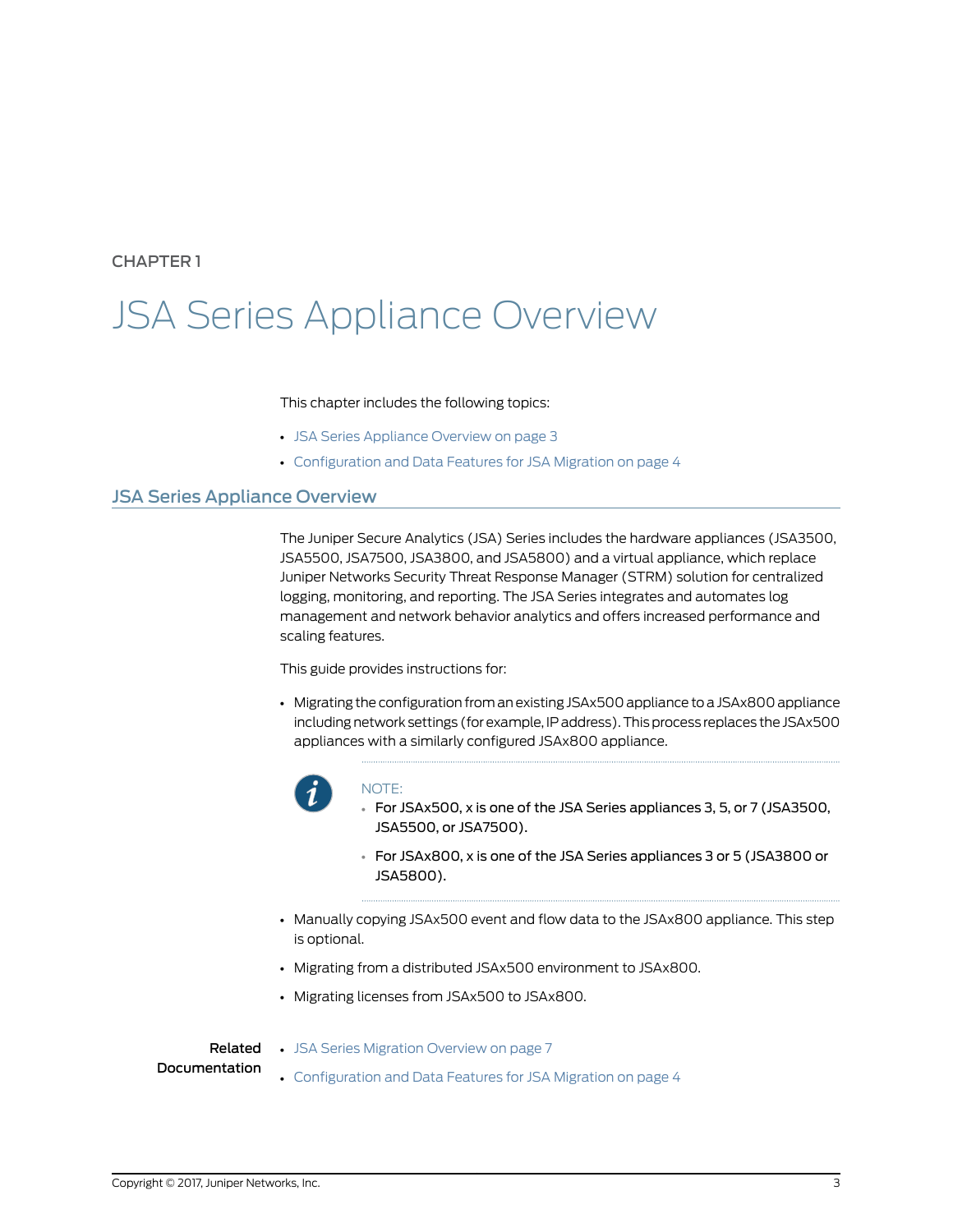CHAPTER 1

# JSA Series Appliance Overview

This chapter includes the following topics:

- JSA Series Appliance Overview on page 3
- Configuration and Data Features for JSA Migration on page 4

## JSA Series Appliance Overview

The Juniper Secure Analytics (JSA) Series includes the hardware appliances (JSA3500, JSA5500, JSA7500, JSA3800, and JSA5800) and a virtual appliance, which replace Juniper Networks Security Threat Response Manager (STRM) solution for centralized logging, monitoring, and reporting. The JSA Series integrates and automates log management and network behavior analytics and offers increased performance and scaling features.

This guide provides instructions for:

- Migrating the configuration from an existing JSAx500 appliance to a JSAx800 appliance including network settings (for example, IP address). This process replaces the JSAx500 appliances with a similarly configured JSAx800 appliance.

> NOTE:
> - For JSAx500, x is one of the JSA Series appliances 3, 5, or 7 (JSA3500, JSA5500, or JSA7500).
> - For JSAx800, x is one of the JSA Series appliances 3 or 5 (JSA3800 or JSA5800).

- Manually copying JSAx500 event and flow data to the JSAx800 appliance. This step is optional.
- Migrating from a distributed JSAx500 environment to JSAx800.
- Migrating licenses from JSAx500 to JSAx800.

**Related Documentation**

- JSA Series Migration Overview on page 7
- Configuration and Data Features for JSA Migration on page 4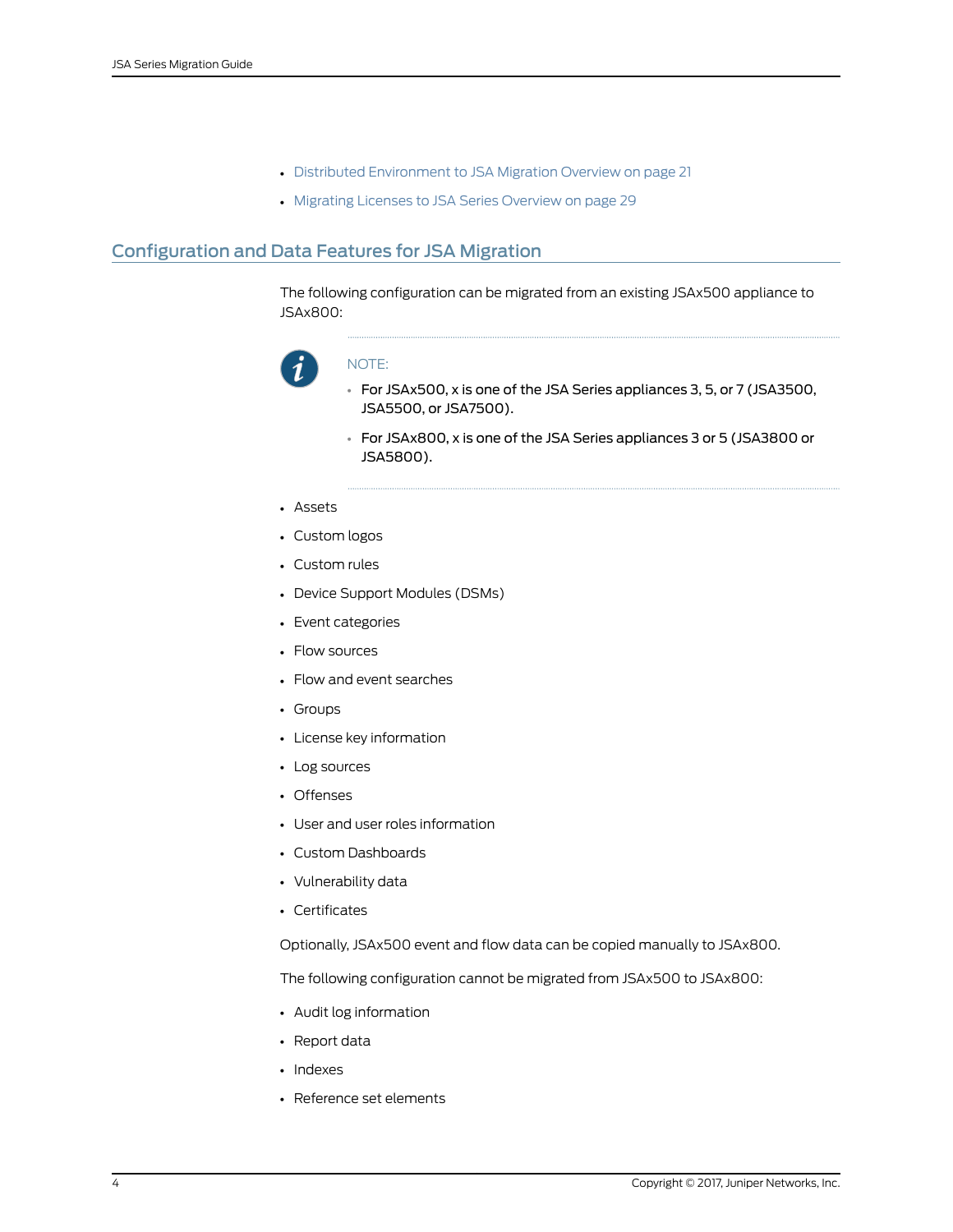- Distributed Environment to JSA Migration Overview on page 21
- Migrating Licenses to JSA Series Overview on page 29

## Configuration and Data Features for JSA Migration

The following configuration can be migrated from an existing JSAx500 appliance to JSAx800:

> NOTE:
>
> - For JSAx500, x is one of the JSA Series appliances 3, 5, or 7 (JSA3500, JSA5500, or JSA7500).
> - For JSAx800, x is one of the JSA Series appliances 3 or 5 (JSA3800 or JSA5800).

- Assets
- Custom logos
- Custom rules
- Device Support Modules (DSMs)
- Event categories
- Flow sources
- Flow and event searches
- Groups
- License key information
- Log sources
- Offenses
- User and user roles information
- Custom Dashboards
- Vulnerability data
- Certificates

Optionally, JSAx500 event and flow data can be copied manually to JSAx800.

The following configuration cannot be migrated from JSAx500 to JSAx800:

- Audit log information
- Report data
- Indexes
- Reference set elements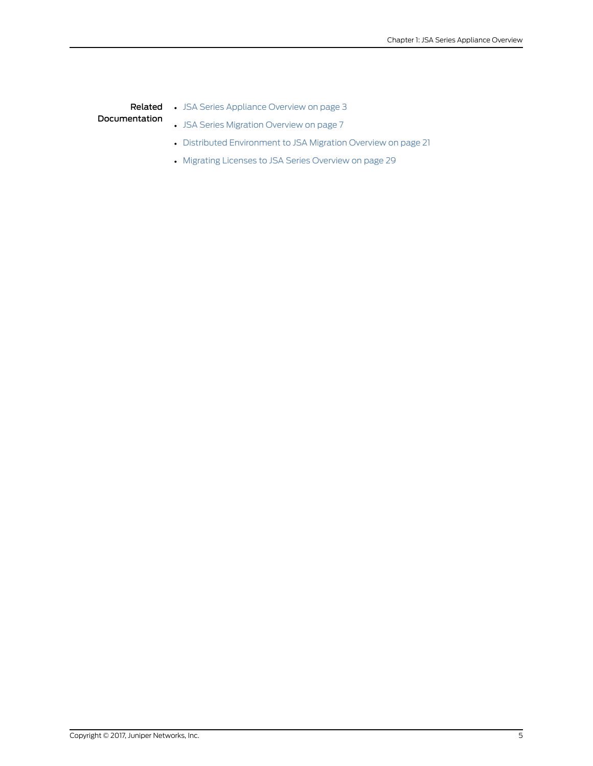**Related Documentation**

- JSA Series Appliance Overview on page 3
- JSA Series Migration Overview on page 7
- Distributed Environment to JSA Migration Overview on page 21
- Migrating Licenses to JSA Series Overview on page 29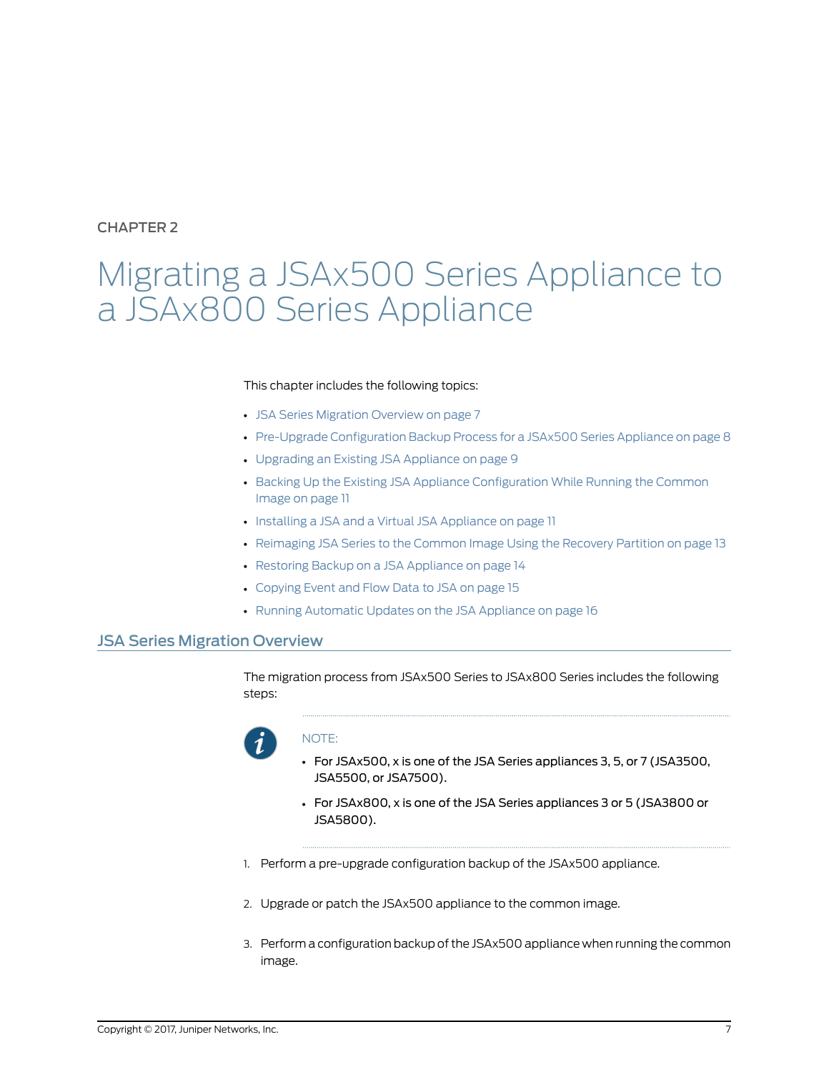CHAPTER 2

# Migrating a JSAx500 Series Appliance to a JSAx800 Series Appliance

This chapter includes the following topics:

- JSA Series Migration Overview on page 7
- Pre-Upgrade Configuration Backup Process for a JSAx500 Series Appliance on page 8
- Upgrading an Existing JSA Appliance on page 9
- Backing Up the Existing JSA Appliance Configuration While Running the Common Image on page 11
- Installing a JSA and a Virtual JSA Appliance on page 11
- Reimaging JSA Series to the Common Image Using the Recovery Partition on page 13
- Restoring Backup on a JSA Appliance on page 14
- Copying Event and Flow Data to JSA on page 15
- Running Automatic Updates on the JSA Appliance on page 16

## JSA Series Migration Overview

The migration process from JSAx500 Series to JSAx800 Series includes the following steps:

NOTE:

- For JSAx500, x is one of the JSA Series appliances 3, 5, or 7 (JSA3500, JSA5500, or JSA7500).
- For JSAx800, x is one of the JSA Series appliances 3 or 5 (JSA3800 or JSA5800).

1. Perform a pre-upgrade configuration backup of the JSAx500 appliance.
2. Upgrade or patch the JSAx500 appliance to the common image.
3. Perform a configuration backup of the JSAx500 appliance when running the common image.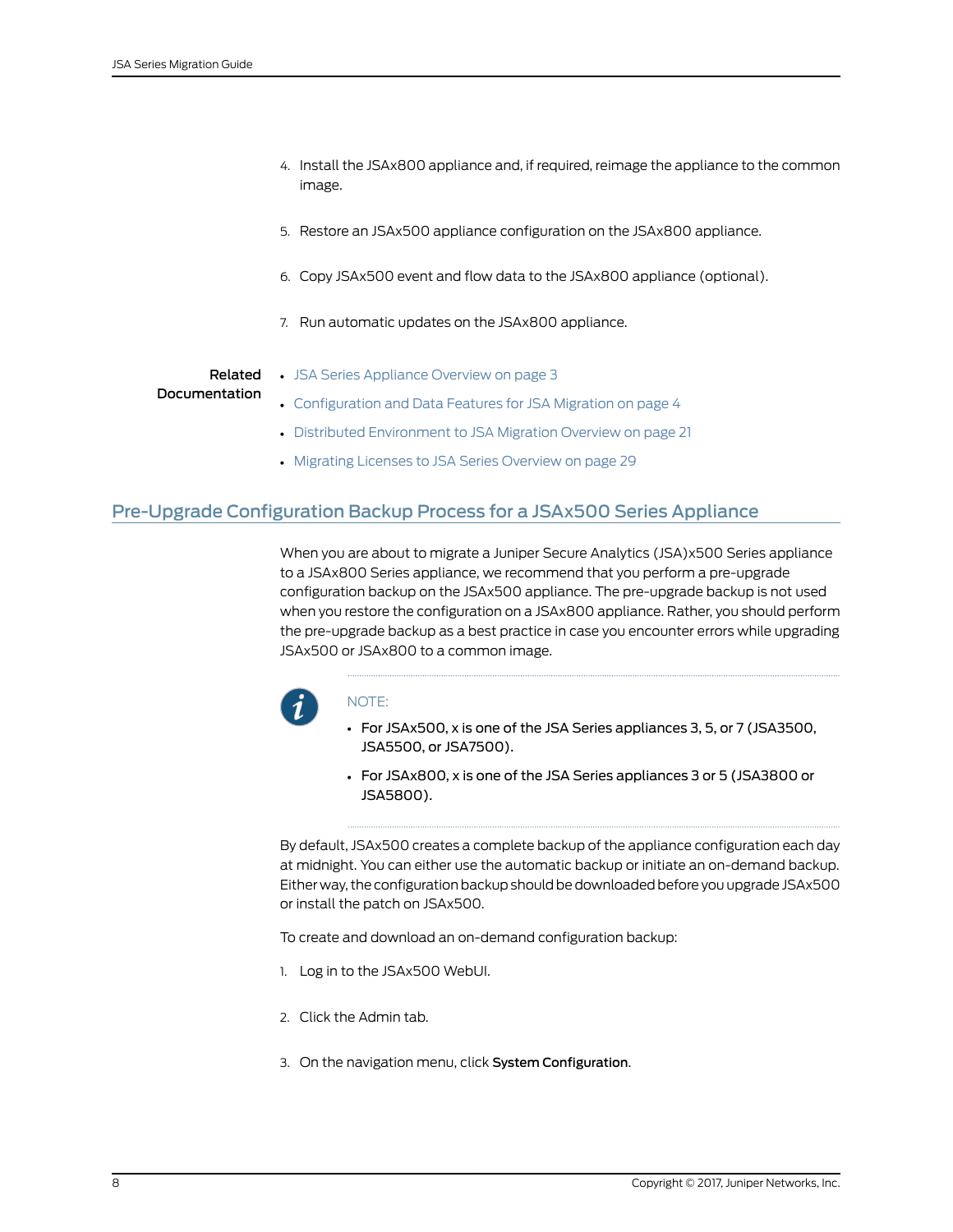4. Install the JSAx800 appliance and, if required, reimage the appliance to the common image.

5. Restore an JSAx500 appliance configuration on the JSAx800 appliance.

6. Copy JSAx500 event and flow data to the JSAx800 appliance (optional).

7. Run automatic updates on the JSAx800 appliance.

**Related Documentation**

- JSA Series Appliance Overview on page 3
- Configuration and Data Features for JSA Migration on page 4
- Distributed Environment to JSA Migration Overview on page 21
- Migrating Licenses to JSA Series Overview on page 29

## Pre-Upgrade Configuration Backup Process for a JSAx500 Series Appliance

When you are about to migrate a Juniper Secure Analytics (JSA)x500 Series appliance to a JSAx800 Series appliance, we recommend that you perform a pre-upgrade configuration backup on the JSAx500 appliance. The pre-upgrade backup is not used when you restore the configuration on a JSAx800 appliance. Rather, you should perform the pre-upgrade backup as a best practice in case you encounter errors while upgrading JSAx500 or JSAx800 to a common image.

NOTE:

- For JSAx500, x is one of the JSA Series appliances 3, 5, or 7 (JSA3500, JSA5500, or JSA7500).
- For JSAx800, x is one of the JSA Series appliances 3 or 5 (JSA3800 or JSA5800).

By default, JSAx500 creates a complete backup of the appliance configuration each day at midnight. You can either use the automatic backup or initiate an on-demand backup. Either way, the configuration backup should be downloaded before you upgrade JSAx500 or install the patch on JSAx500.

To create and download an on-demand configuration backup:

1. Log in to the JSAx500 WebUI.

2. Click the Admin tab.

3. On the navigation menu, click **System Configuration**.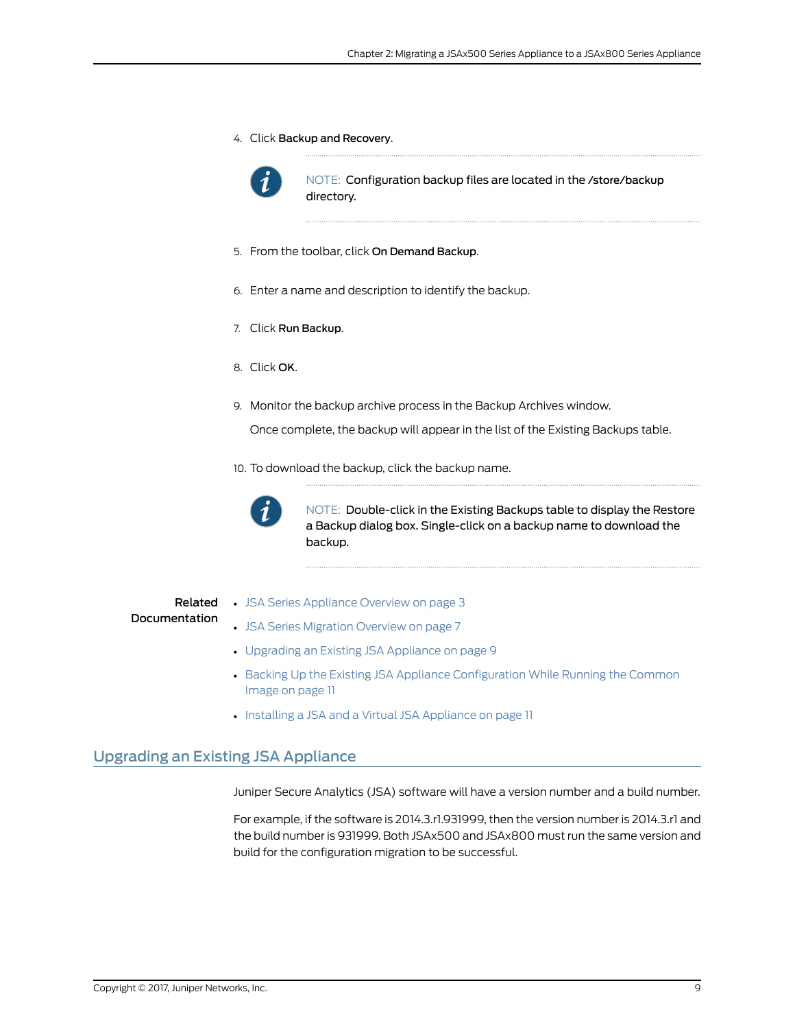4. Click **Backup and Recovery**.

   > NOTE: Configuration backup files are located in the /store/backup directory.

5. From the toolbar, click **On Demand Backup**.

6. Enter a name and description to identify the backup.

7. Click **Run Backup**.

8. Click **OK**.

9. Monitor the backup archive process in the Backup Archives window.

   Once complete, the backup will appear in the list of the Existing Backups table.

10. To download the backup, click the backup name.

    > NOTE: Double-click in the Existing Backups table to display the Restore a Backup dialog box. Single-click on a backup name to download the backup.

**Related Documentation**

- JSA Series Appliance Overview on page 3
- JSA Series Migration Overview on page 7
- Upgrading an Existing JSA Appliance on page 9
- Backing Up the Existing JSA Appliance Configuration While Running the Common Image on page 11
- Installing a JSA and a Virtual JSA Appliance on page 11

## Upgrading an Existing JSA Appliance

Juniper Secure Analytics (JSA) software will have a version number and a build number.

For example, if the software is 2014.3.r1.931999, then the version number is 2014.3.r1 and the build number is 931999. Both JSAx500 and JSAx800 must run the same version and build for the configuration migration to be successful.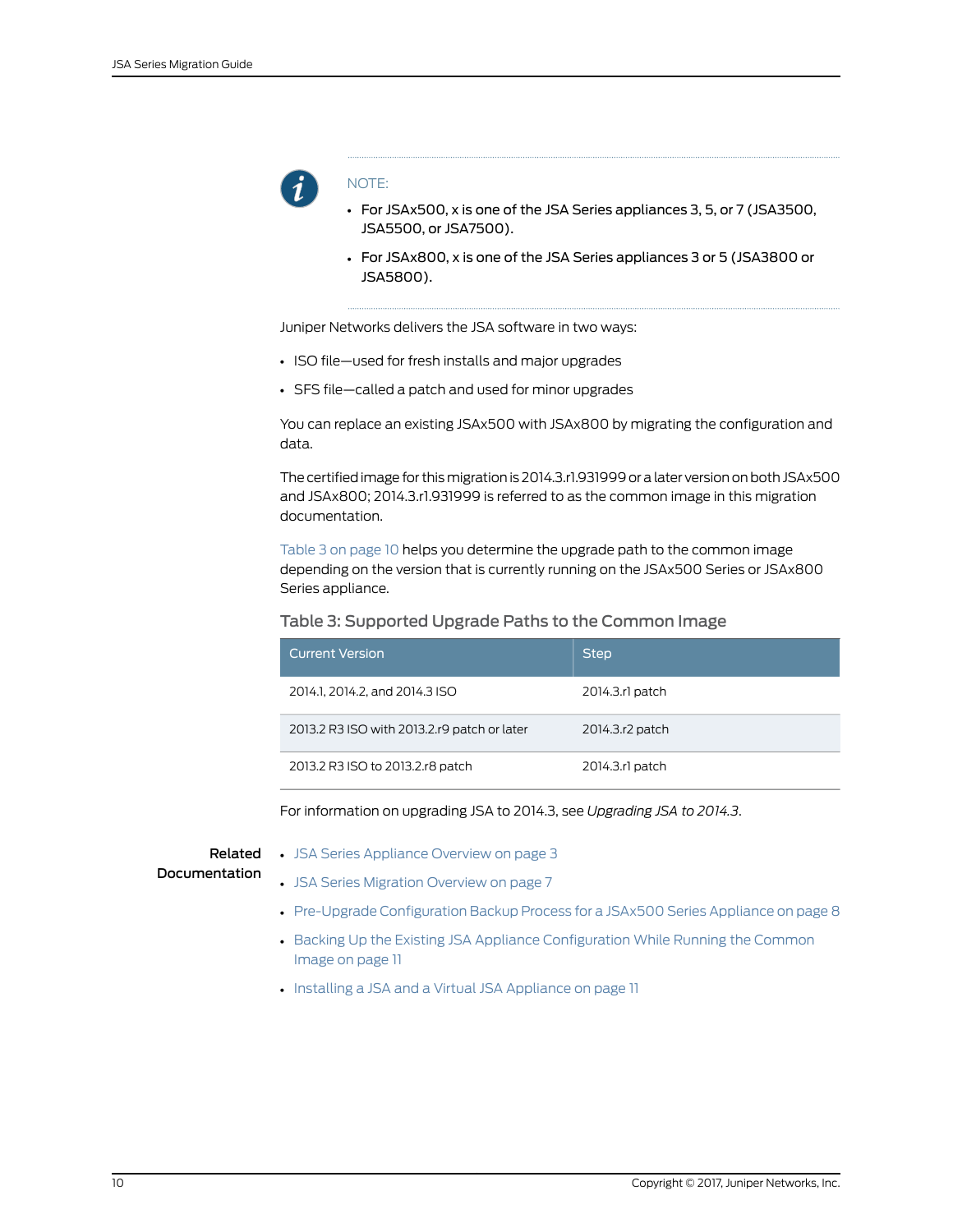NOTE:

- For JSAx500, x is one of the JSA Series appliances 3, 5, or 7 (JSA3500, JSA5500, or JSA7500).
- For JSAx800, x is one of the JSA Series appliances 3 or 5 (JSA3800 or JSA5800).

Juniper Networks delivers the JSA software in two ways:

- ISO file—used for fresh installs and major upgrades
- SFS file—called a patch and used for minor upgrades

You can replace an existing JSAx500 with JSAx800 by migrating the configuration and data.

The certified image for this migration is 2014.3.r1.931999 or a later version on both JSAx500 and JSAx800; 2014.3.r1.931999 is referred to as the common image in this migration documentation.

Table 3 on page 10 helps you determine the upgrade path to the common image depending on the version that is currently running on the JSAx500 Series or JSAx800 Series appliance.

### Table 3: Supported Upgrade Paths to the Common Image

| Current Version | Step |
|---|---|
| 2014.1, 2014.2, and 2014.3 ISO | 2014.3.r1 patch |
| 2013.2 R3 ISO with 2013.2.r9 patch or later | 2014.3.r2 patch |
| 2013.2 R3 ISO to 2013.2.r8 patch | 2014.3.r1 patch |

For information on upgrading JSA to 2014.3, see *Upgrading JSA to 2014.3*.

**Related Documentation**

- JSA Series Appliance Overview on page 3
- JSA Series Migration Overview on page 7
- Pre-Upgrade Configuration Backup Process for a JSAx500 Series Appliance on page 8
- Backing Up the Existing JSA Appliance Configuration While Running the Common Image on page 11
- Installing a JSA and a Virtual JSA Appliance on page 11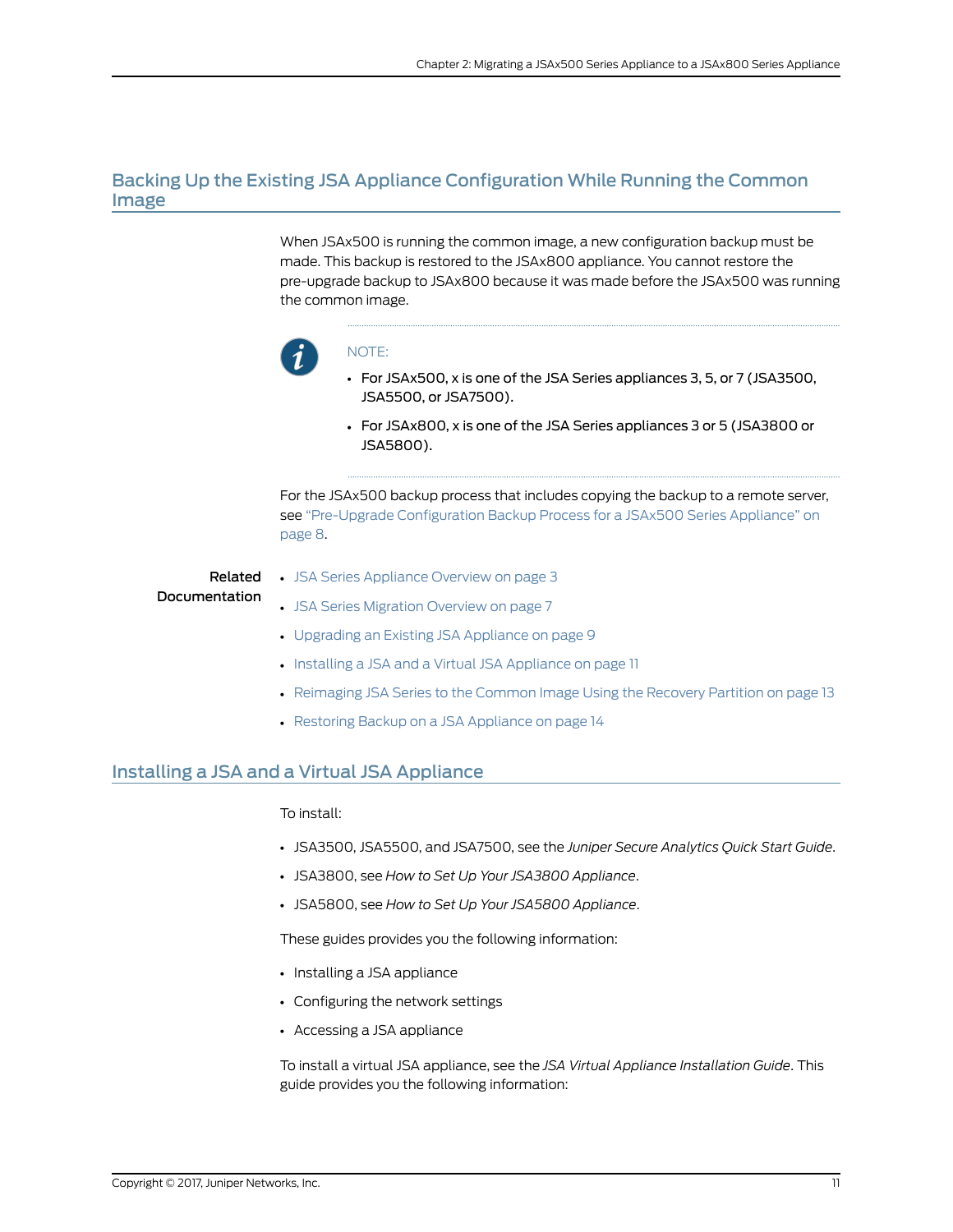## Backing Up the Existing JSA Appliance Configuration While Running the Common Image

When JSAx500 is running the common image, a new configuration backup must be made. This backup is restored to the JSAx800 appliance. You cannot restore the pre-upgrade backup to JSAx800 because it was made before the JSAx500 was running the common image.

> NOTE:
>
> - For JSAx500, x is one of the JSA Series appliances 3, 5, or 7 (JSA3500, JSA5500, or JSA7500).
> - For JSAx800, x is one of the JSA Series appliances 3 or 5 (JSA3800 or JSA5800).

For the JSAx500 backup process that includes copying the backup to a remote server, see "Pre-Upgrade Configuration Backup Process for a JSAx500 Series Appliance" on page 8.

**Related Documentation**

- JSA Series Appliance Overview on page 3
- JSA Series Migration Overview on page 7
- Upgrading an Existing JSA Appliance on page 9
- Installing a JSA and a Virtual JSA Appliance on page 11
- Reimaging JSA Series to the Common Image Using the Recovery Partition on page 13
- Restoring Backup on a JSA Appliance on page 14

## Installing a JSA and a Virtual JSA Appliance

To install:

- JSA3500, JSA5500, and JSA7500, see the *Juniper Secure Analytics Quick Start Guide*.
- JSA3800, see *How to Set Up Your JSA3800 Appliance*.
- JSA5800, see *How to Set Up Your JSA5800 Appliance*.

These guides provides you the following information:

- Installing a JSA appliance
- Configuring the network settings
- Accessing a JSA appliance

To install a virtual JSA appliance, see the *JSA Virtual Appliance Installation Guide*. This guide provides you the following information: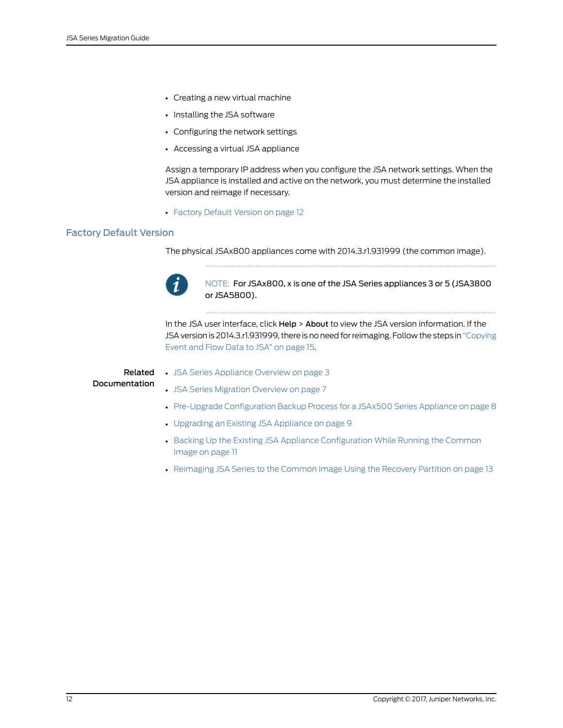- Creating a new virtual machine
- Installing the JSA software
- Configuring the network settings
- Accessing a virtual JSA appliance

Assign a temporary IP address when you configure the JSA network settings. When the JSA appliance is installed and active on the network, you must determine the installed version and reimage if necessary.

- Factory Default Version on page 12

## Factory Default Version

The physical JSAx800 appliances come with 2014.3.r1.931999 (the common image).

NOTE: For JSAx800, x is one of the JSA Series appliances 3 or 5 (JSA3800 or JSA5800).

In the JSA user interface, click **Help** > **About** to view the JSA version information. If the JSA version is 2014.3.r1.931999, there is no need for reimaging. Follow the steps in "Copying Event and Flow Data to JSA" on page 15.

**Related Documentation**

- JSA Series Appliance Overview on page 3
- JSA Series Migration Overview on page 7
- Pre-Upgrade Configuration Backup Process for a JSAx500 Series Appliance on page 8
- Upgrading an Existing JSA Appliance on page 9
- Backing Up the Existing JSA Appliance Configuration While Running the Common Image on page 11
- Reimaging JSA Series to the Common Image Using the Recovery Partition on page 13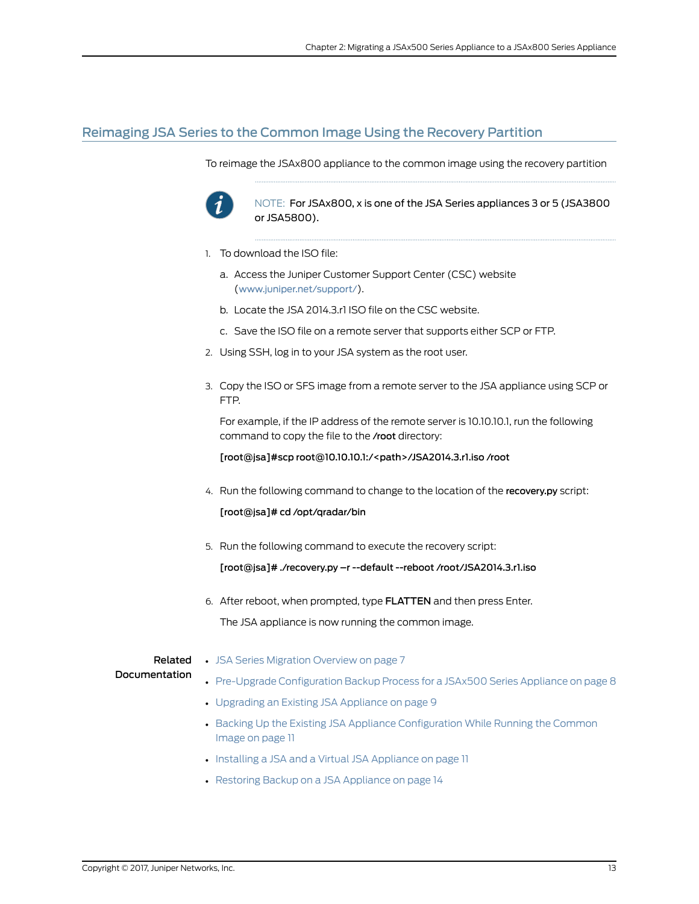## Reimaging JSA Series to the Common Image Using the Recovery Partition

To reimage the JSAx800 appliance to the common image using the recovery partition

> NOTE: For JSAx800, x is one of the JSA Series appliances 3 or 5 (JSA3800 or JSA5800).

1. To download the ISO file:
   a. Access the Juniper Customer Support Center (CSC) website (www.juniper.net/support/).
   b. Locate the JSA 2014.3.r1 ISO file on the CSC website.
   c. Save the ISO file on a remote server that supports either SCP or FTP.
2. Using SSH, log in to your JSA system as the root user.
3. Copy the ISO or SFS image from a remote server to the JSA appliance using SCP or FTP.

   For example, if the IP address of the remote server is 10.10.10.1, run the following command to copy the file to the **/root** directory:

   **[root@jsa]#scp root@10.10.10.1:/<path>/JSA2014.3.r1.iso /root**

4. Run the following command to change to the location of the **recovery.py** script:

   **[root@jsa]# cd /opt/qradar/bin**

5. Run the following command to execute the recovery script:

   **[root@jsa]# ./recovery.py –r --default --reboot /root/JSA2014.3.r1.iso**

6. After reboot, when prompted, type **FLATTEN** and then press Enter.

   The JSA appliance is now running the common image.

**Related Documentation**

- JSA Series Migration Overview on page 7
- Pre-Upgrade Configuration Backup Process for a JSAx500 Series Appliance on page 8
- Upgrading an Existing JSA Appliance on page 9
- Backing Up the Existing JSA Appliance Configuration While Running the Common Image on page 11
- Installing a JSA and a Virtual JSA Appliance on page 11
- Restoring Backup on a JSA Appliance on page 14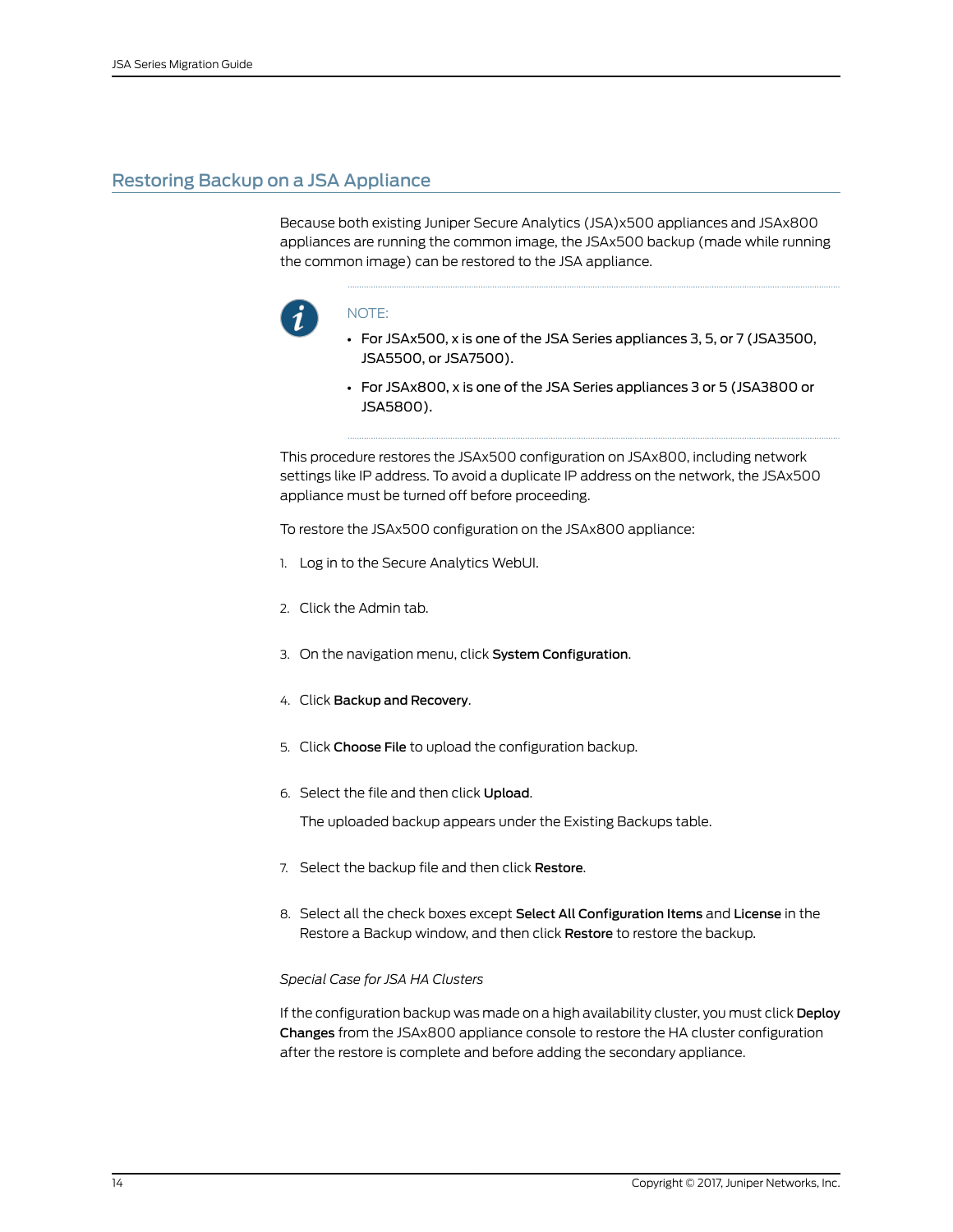## Restoring Backup on a JSA Appliance

Because both existing Juniper Secure Analytics (JSA)x500 appliances and JSAx800 appliances are running the common image, the JSAx500 backup (made while running the common image) can be restored to the JSA appliance.

> NOTE:
>
> - For JSAx500, x is one of the JSA Series appliances 3, 5, or 7 (JSA3500, JSA5500, or JSA7500).
> - For JSAx800, x is one of the JSA Series appliances 3 or 5 (JSA3800 or JSA5800).

This procedure restores the JSAx500 configuration on JSAx800, including network settings like IP address. To avoid a duplicate IP address on the network, the JSAx500 appliance must be turned off before proceeding.

To restore the JSAx500 configuration on the JSAx800 appliance:

1. Log in to the Secure Analytics WebUI.
2. Click the Admin tab.
3. On the navigation menu, click **System Configuration**.
4. Click **Backup and Recovery**.
5. Click **Choose File** to upload the configuration backup.
6. Select the file and then click **Upload**.

   The uploaded backup appears under the Existing Backups table.
7. Select the backup file and then click **Restore**.
8. Select all the check boxes except **Select All Configuration Items** and **License** in the Restore a Backup window, and then click **Restore** to restore the backup.

*Special Case for JSA HA Clusters*

If the configuration backup was made on a high availability cluster, you must click **Deploy Changes** from the JSAx800 appliance console to restore the HA cluster configuration after the restore is complete and before adding the secondary appliance.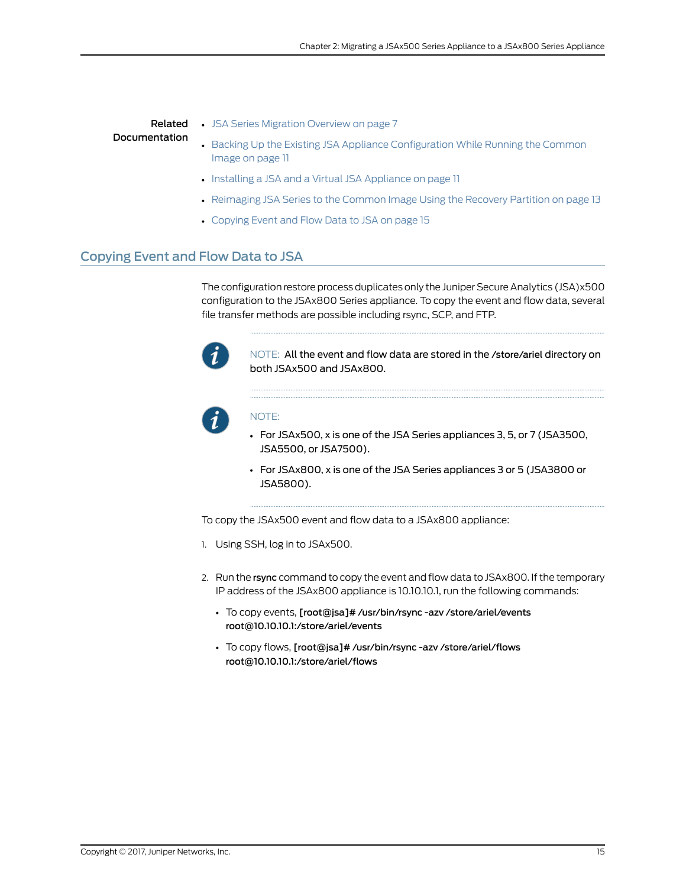**Related Documentation**

- JSA Series Migration Overview on page 7
- Backing Up the Existing JSA Appliance Configuration While Running the Common Image on page 11
- Installing a JSA and a Virtual JSA Appliance on page 11
- Reimaging JSA Series to the Common Image Using the Recovery Partition on page 13
- Copying Event and Flow Data to JSA on page 15

## Copying Event and Flow Data to JSA

The configuration restore process duplicates only the Juniper Secure Analytics (JSA)x500 configuration to the JSAx800 Series appliance. To copy the event and flow data, several file transfer methods are possible including rsync, SCP, and FTP.

> NOTE: All the event and flow data are stored in the */store/ariel* directory on both JSAx500 and JSAx800.

> NOTE:
> - For JSAx500, x is one of the JSA Series appliances 3, 5, or 7 (JSA3500, JSA5500, or JSA7500).
> - For JSAx800, x is one of the JSA Series appliances 3 or 5 (JSA3800 or JSA5800).

To copy the JSAx500 event and flow data to a JSAx800 appliance:

1. Using SSH, log in to JSAx500.
2. Run the **rsync** command to copy the event and flow data to JSAx800. If the temporary IP address of the JSAx800 appliance is 10.10.10.1, run the following commands:
   - To copy events, **[root@jsa]# /usr/bin/rsync -azv /store/ariel/events root@10.10.10.1:/store/ariel/events**
   - To copy flows, **[root@jsa]# /usr/bin/rsync -azv /store/ariel/flows root@10.10.10.1:/store/ariel/flows**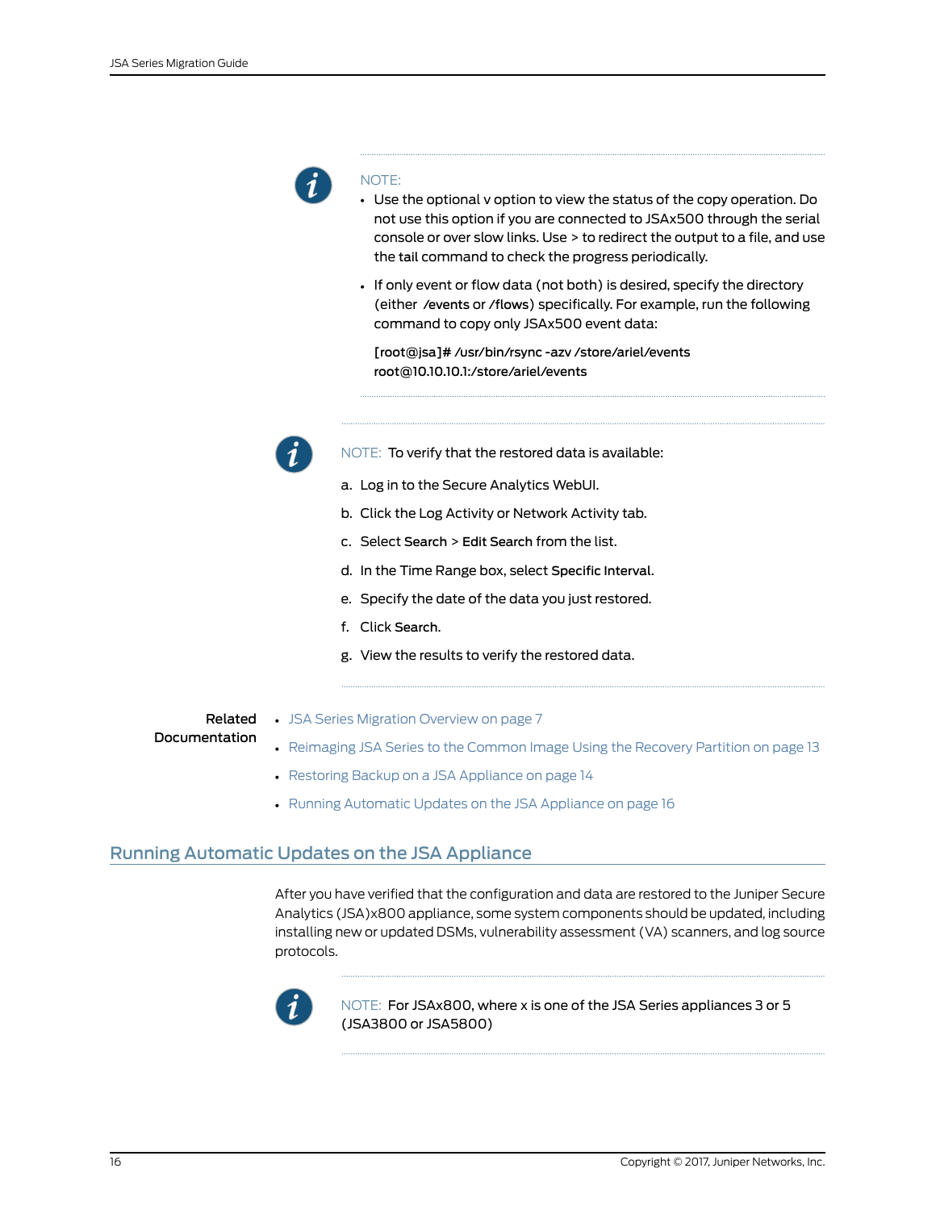NOTE:

- Use the optional v option to view the status of the copy operation. Do not use this option if you are connected to JSAx500 through the serial console or over slow links. Use > to redirect the output to a file, and use the **tail** command to check the progress periodically.
- If only event or flow data (not both) is desired, specify the directory (either /events or /flows) specifically. For example, run the following command to copy only JSAx500 event data:

  **[root@jsa]# /usr/bin/rsync -azv /store/ariel/events root@10.10.10.1:/store/ariel/events**

NOTE: To verify that the restored data is available:

a. Log in to the Secure Analytics WebUI.

b. Click the Log Activity or Network Activity tab.

c. Select **Search** > **Edit Search** from the list.

d. In the Time Range box, select **Specific Interval**.

e. Specify the date of the data you just restored.

f. Click **Search**.

g. View the results to verify the restored data.

**Related Documentation**

- JSA Series Migration Overview on page 7
- Reimaging JSA Series to the Common Image Using the Recovery Partition on page 13
- Restoring Backup on a JSA Appliance on page 14
- Running Automatic Updates on the JSA Appliance on page 16

## Running Automatic Updates on the JSA Appliance

After you have verified that the configuration and data are restored to the Juniper Secure Analytics (JSA)x800 appliance, some system components should be updated, including installing new or updated DSMs, vulnerability assessment (VA) scanners, and log source protocols.

NOTE: For JSAx800, where x is one of the JSA Series appliances 3 or 5 (JSA3800 or JSA5800)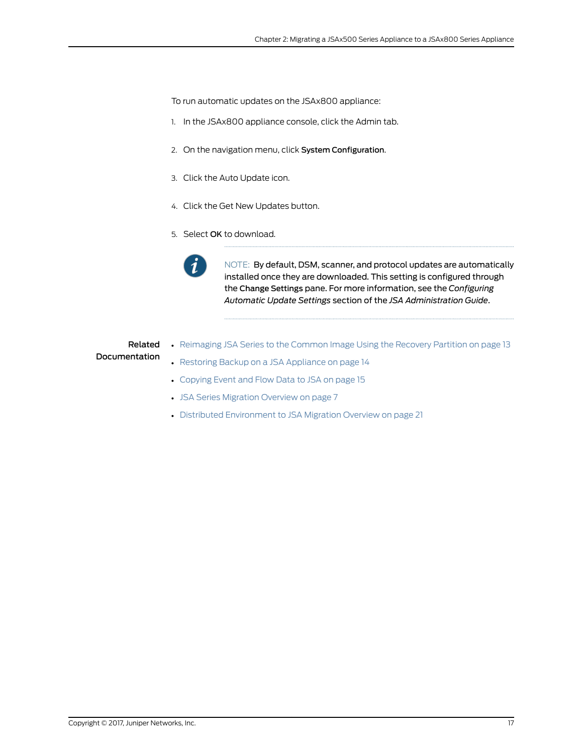To run automatic updates on the JSAx800 appliance:

1. In the JSAx800 appliance console, click the Admin tab.
2. On the navigation menu, click **System Configuration**.
3. Click the Auto Update icon.
4. Click the Get New Updates button.
5. Select **OK** to download.

NOTE: By default, DSM, scanner, and protocol updates are automatically installed once they are downloaded. This setting is configured through the **Change Settings** pane. For more information, see the *Configuring Automatic Update Settings* section of the *JSA Administration Guide*.

**Related Documentation**

- Reimaging JSA Series to the Common Image Using the Recovery Partition on page 13
- Restoring Backup on a JSA Appliance on page 14
- Copying Event and Flow Data to JSA on page 15
- JSA Series Migration Overview on page 7
- Distributed Environment to JSA Migration Overview on page 21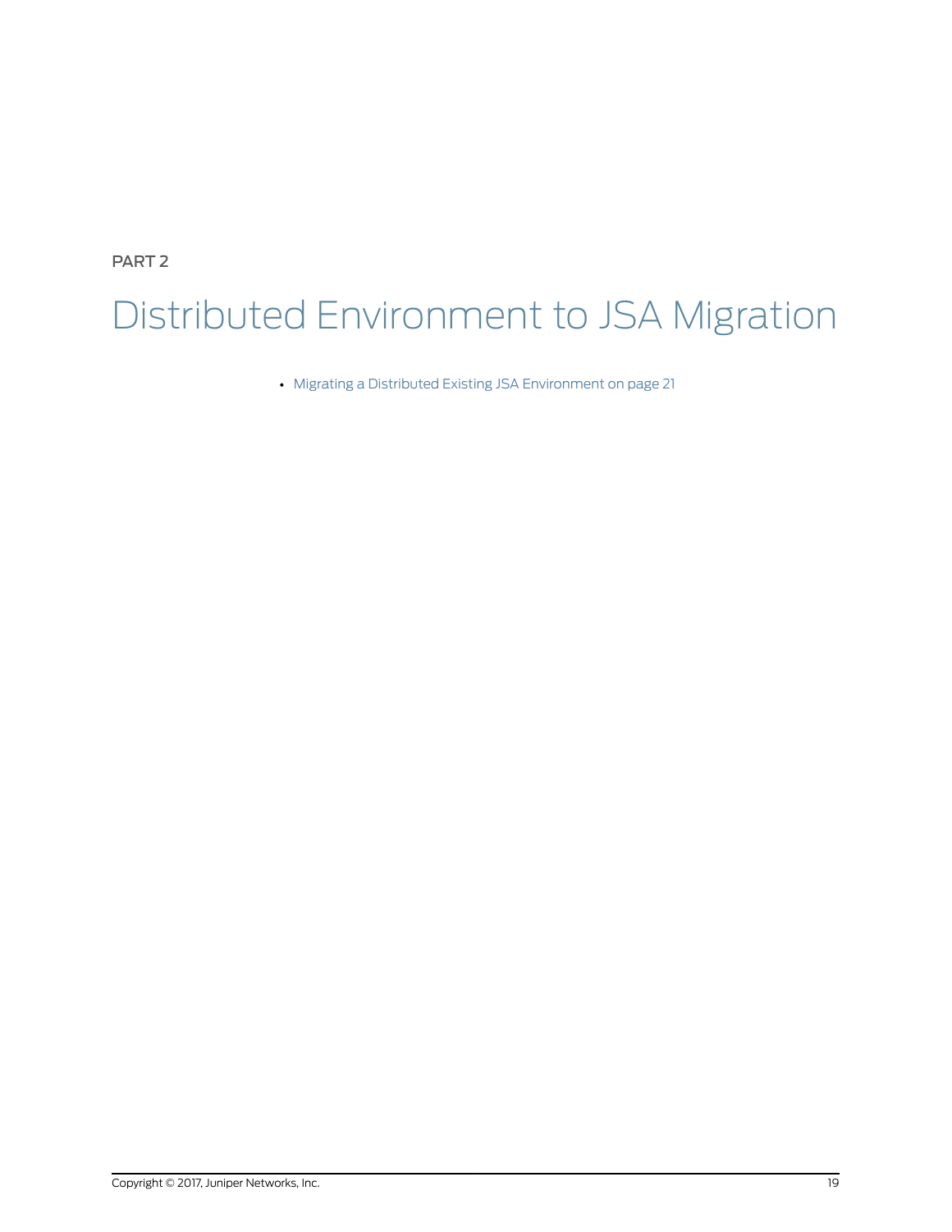PART 2

# Distributed Environment to JSA Migration

- Migrating a Distributed Existing JSA Environment on page 21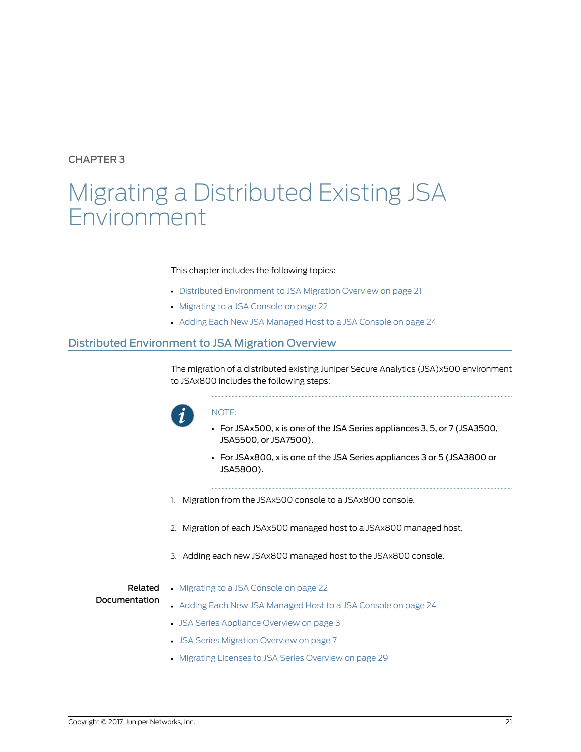CHAPTER 3

# Migrating a Distributed Existing JSA Environment

This chapter includes the following topics:

- Distributed Environment to JSA Migration Overview on page 21
- Migrating to a JSA Console on page 22
- Adding Each New JSA Managed Host to a JSA Console on page 24

## Distributed Environment to JSA Migration Overview

The migration of a distributed existing Juniper Secure Analytics (JSA)x500 environment to JSAx800 includes the following steps:

NOTE:

- For JSAx500, x is one of the JSA Series appliances 3, 5, or 7 (JSA3500, JSA5500, or JSA7500).
- For JSAx800, x is one of the JSA Series appliances 3 or 5 (JSA3800 or JSA5800).

1. Migration from the JSAx500 console to a JSAx800 console.
2. Migration of each JSAx500 managed host to a JSAx800 managed host.
3. Adding each new JSAx800 managed host to the JSAx800 console.

**Related Documentation**

- Migrating to a JSA Console on page 22
- Adding Each New JSA Managed Host to a JSA Console on page 24
- JSA Series Appliance Overview on page 3
- JSA Series Migration Overview on page 7
- Migrating Licenses to JSA Series Overview on page 29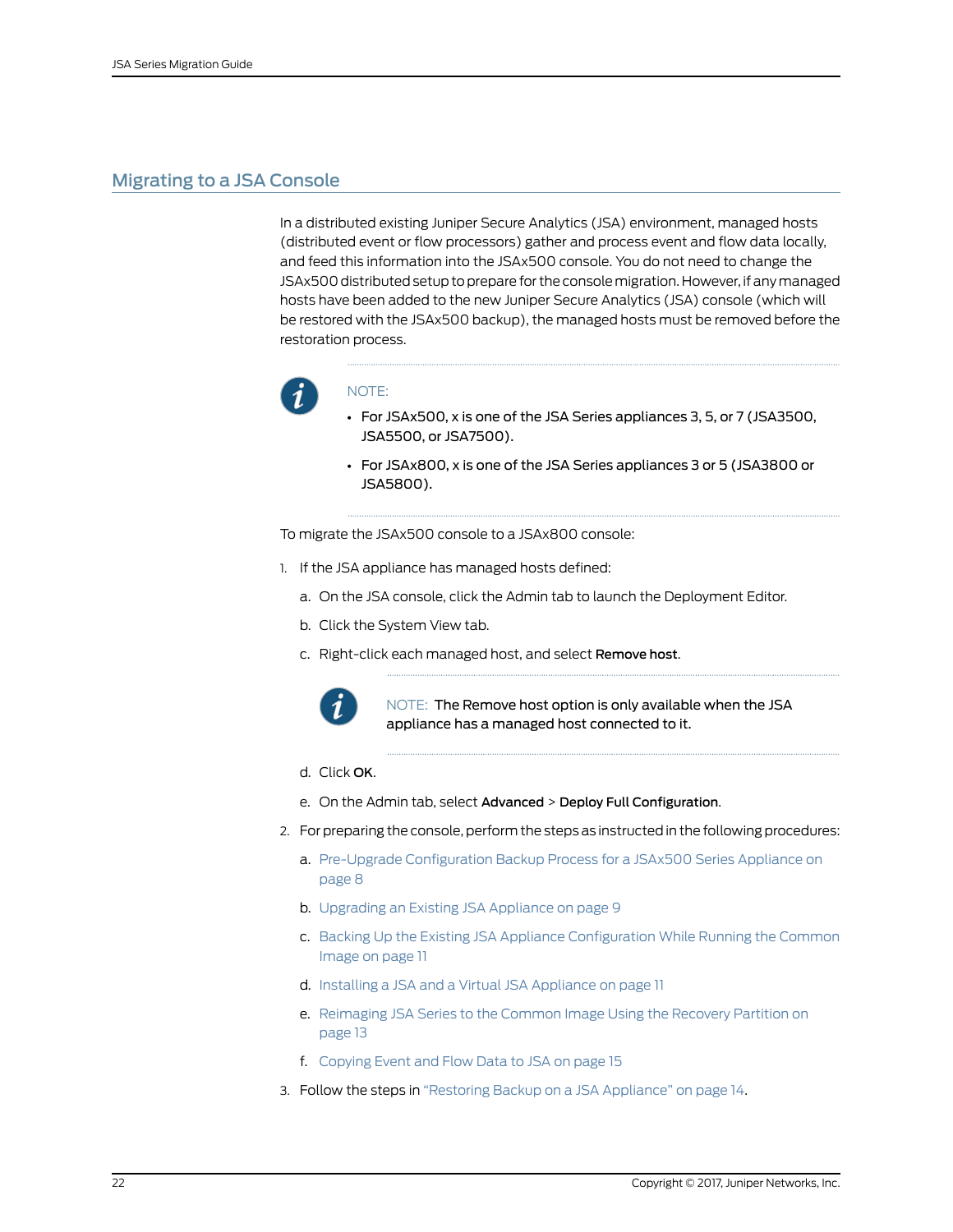## Migrating to a JSA Console

In a distributed existing Juniper Secure Analytics (JSA) environment, managed hosts (distributed event or flow processors) gather and process event and flow data locally, and feed this information into the JSAx500 console. You do not need to change the JSAx500 distributed setup to prepare for the console migration. However, if any managed hosts have been added to the new Juniper Secure Analytics (JSA) console (which will be restored with the JSAx500 backup), the managed hosts must be removed before the restoration process.

> NOTE:
>
> - For JSAx500, x is one of the JSA Series appliances 3, 5, or 7 (JSA3500, JSA5500, or JSA7500).
> - For JSAx800, x is one of the JSA Series appliances 3 or 5 (JSA3800 or JSA5800).

To migrate the JSAx500 console to a JSAx800 console:

1. If the JSA appliance has managed hosts defined:
   a. On the JSA console, click the Admin tab to launch the Deployment Editor.
   b. Click the System View tab.
   c. Right-click each managed host, and select **Remove host**.

      > NOTE: The Remove host option is only available when the JSA appliance has a managed host connected to it.

   d. Click **OK**.
   e. On the Admin tab, select **Advanced** > **Deploy Full Configuration**.
2. For preparing the console, perform the steps as instructed in the following procedures:
   a. Pre-Upgrade Configuration Backup Process for a JSAx500 Series Appliance on page 8
   b. Upgrading an Existing JSA Appliance on page 9
   c. Backing Up the Existing JSA Appliance Configuration While Running the Common Image on page 11
   d. Installing a JSA and a Virtual JSA Appliance on page 11
   e. Reimaging JSA Series to the Common Image Using the Recovery Partition on page 13
   f. Copying Event and Flow Data to JSA on page 15
3. Follow the steps in "Restoring Backup on a JSA Appliance" on page 14.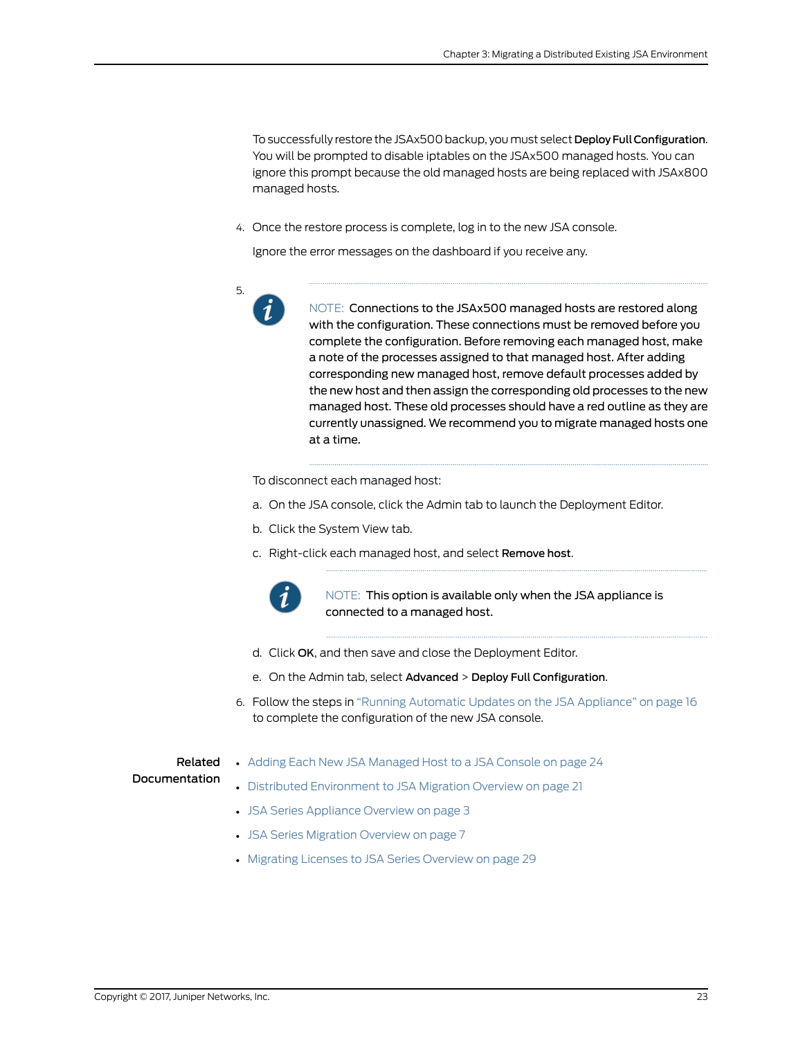To successfully restore the JSAx500 backup, you must select **Deploy Full Configuration**. You will be prompted to disable iptables on the JSAx500 managed hosts. You can ignore this prompt because the old managed hosts are being replaced with JSAx800 managed hosts.

4. Once the restore process is complete, log in to the new JSA console.

   Ignore the error messages on the dashboard if you receive any.

5. NOTE: Connections to the JSAx500 managed hosts are restored along with the configuration. These connections must be removed before you complete the configuration. Before removing each managed host, make a note of the processes assigned to that managed host. After adding corresponding new managed host, remove default processes added by the new host and then assign the corresponding old processes to the new managed host. These old processes should have a red outline as they are currently unassigned. We recommend you to migrate managed hosts one at a time.

   To disconnect each managed host:

   a. On the JSA console, click the Admin tab to launch the Deployment Editor.

   b. Click the System View tab.

   c. Right-click each managed host, and select **Remove host**.

      NOTE: This option is available only when the JSA appliance is connected to a managed host.

   d. Click **OK**, and then save and close the Deployment Editor.

   e. On the Admin tab, select **Advanced** > **Deploy Full Configuration**.

6. Follow the steps in "Running Automatic Updates on the JSA Appliance" on page 16 to complete the configuration of the new JSA console.

**Related Documentation**

- Adding Each New JSA Managed Host to a JSA Console on page 24
- Distributed Environment to JSA Migration Overview on page 21
- JSA Series Appliance Overview on page 3
- JSA Series Migration Overview on page 7
- Migrating Licenses to JSA Series Overview on page 29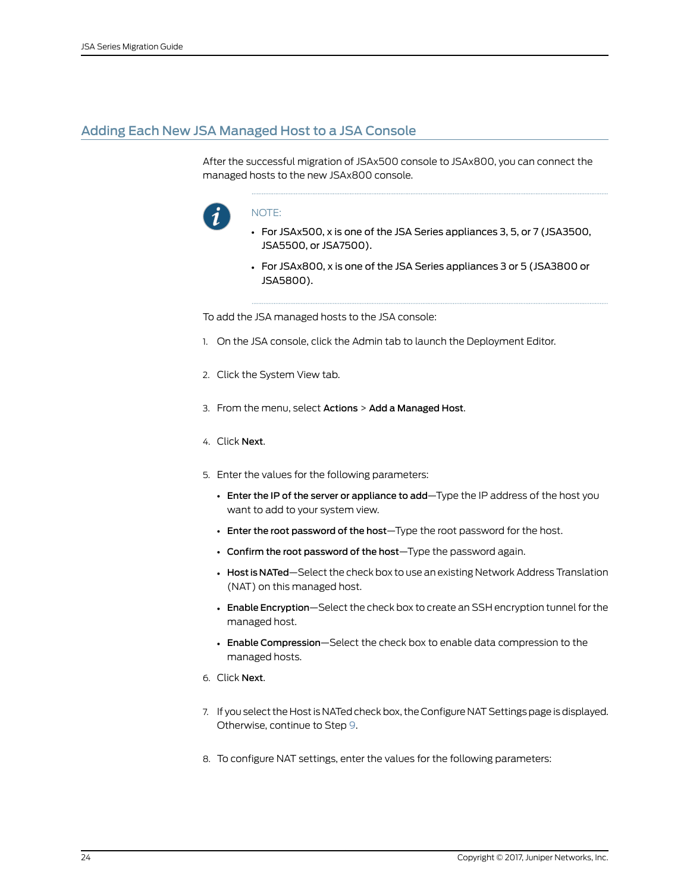## Adding Each New JSA Managed Host to a JSA Console

After the successful migration of JSAx500 console to JSAx800, you can connect the managed hosts to the new JSAx800 console.

NOTE:

- For JSAx500, x is one of the JSA Series appliances 3, 5, or 7 (JSA3500, JSA5500, or JSA7500).
- For JSAx800, x is one of the JSA Series appliances 3 or 5 (JSA3800 or JSA5800).

To add the JSA managed hosts to the JSA console:

1. On the JSA console, click the Admin tab to launch the Deployment Editor.
2. Click the System View tab.
3. From the menu, select **Actions** > **Add a Managed Host**.
4. Click **Next**.
5. Enter the values for the following parameters:
   - **Enter the IP of the server or appliance to add**—Type the IP address of the host you want to add to your system view.
   - **Enter the root password of the host**—Type the root password for the host.
   - **Confirm the root password of the host**—Type the password again.
   - **Host is NATed**—Select the check box to use an existing Network Address Translation (NAT) on this managed host.
   - **Enable Encryption**—Select the check box to create an SSH encryption tunnel for the managed host.
   - **Enable Compression**—Select the check box to enable data compression to the managed hosts.
6. Click **Next**.
7. If you select the Host is NATed check box, the Configure NAT Settings page is displayed. Otherwise, continue to Step 9.
8. To configure NAT settings, enter the values for the following parameters: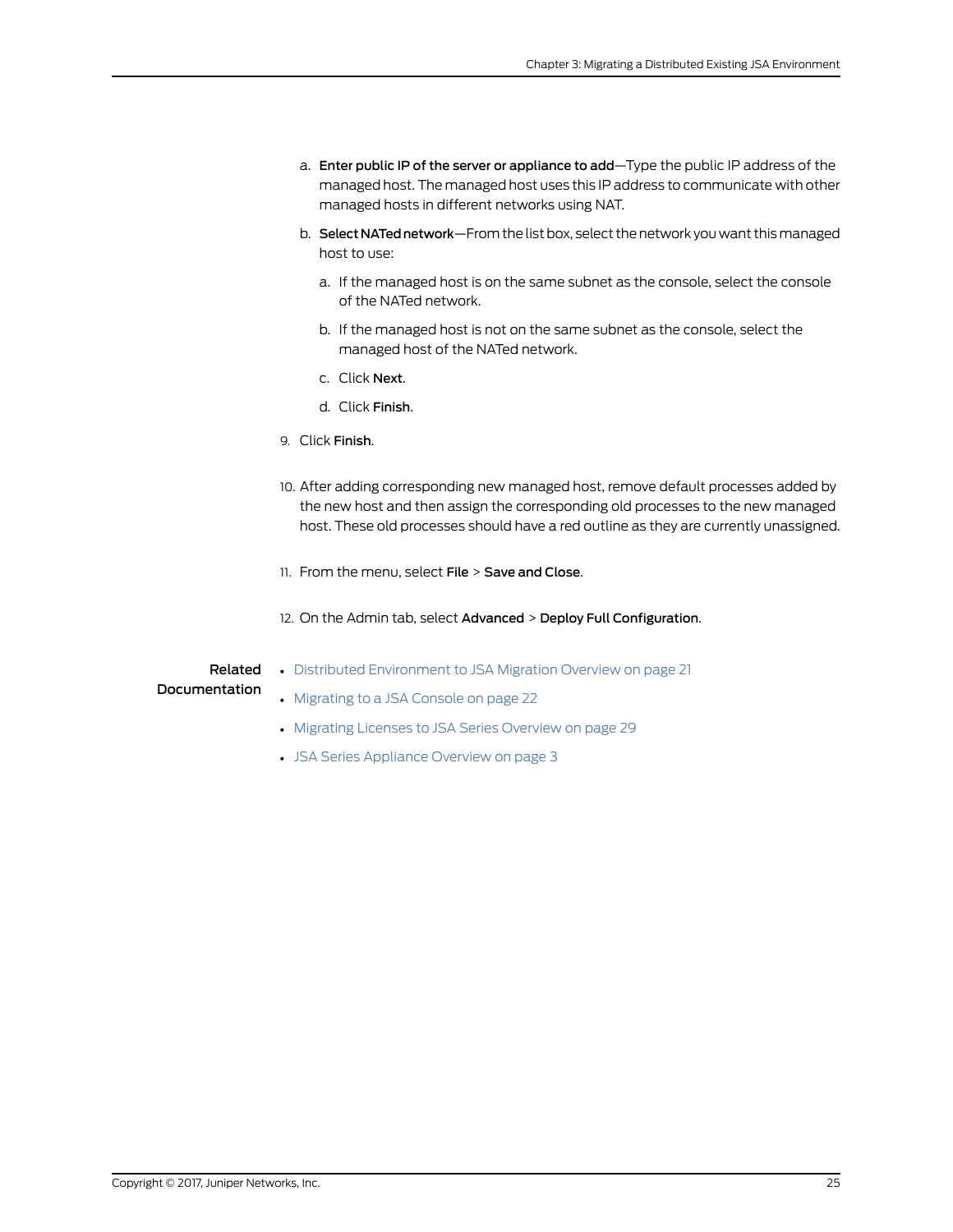a. **Enter public IP of the server or appliance to add**—Type the public IP address of the managed host. The managed host uses this IP address to communicate with other managed hosts in different networks using NAT.

b. **Select NATed network**—From the list box, select the network you want this managed host to use:

   a. If the managed host is on the same subnet as the console, select the console of the NATed network.

   b. If the managed host is not on the same subnet as the console, select the managed host of the NATed network.

   c. Click **Next**.

   d. Click **Finish**.

9. Click **Finish**.

10. After adding corresponding new managed host, remove default processes added by the new host and then assign the corresponding old processes to the new managed host. These old processes should have a red outline as they are currently unassigned.

11. From the menu, select **File** > **Save and Close**.

12. On the Admin tab, select **Advanced** > **Deploy Full Configuration**.

**Related Documentation**

- Distributed Environment to JSA Migration Overview on page 21
- Migrating to a JSA Console on page 22
- Migrating Licenses to JSA Series Overview on page 29
- JSA Series Appliance Overview on page 3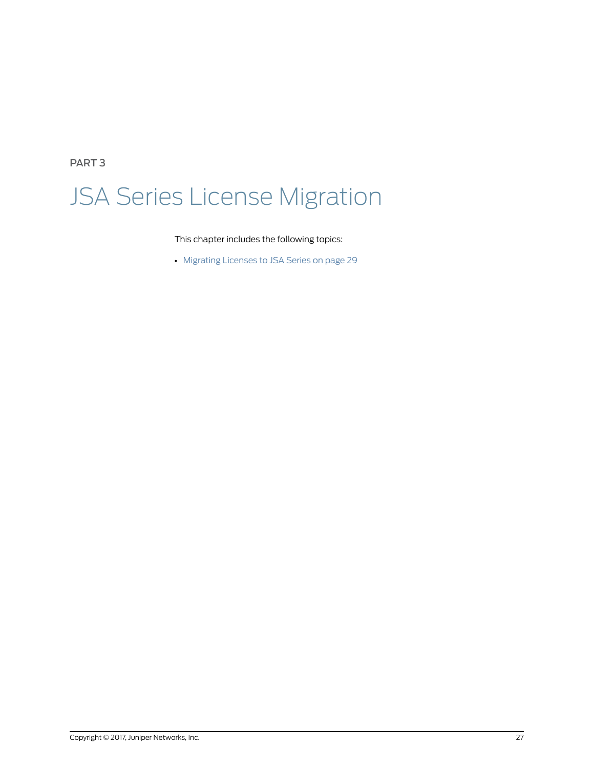PART 3

# JSA Series License Migration

This chapter includes the following topics:

- Migrating Licenses to JSA Series on page 29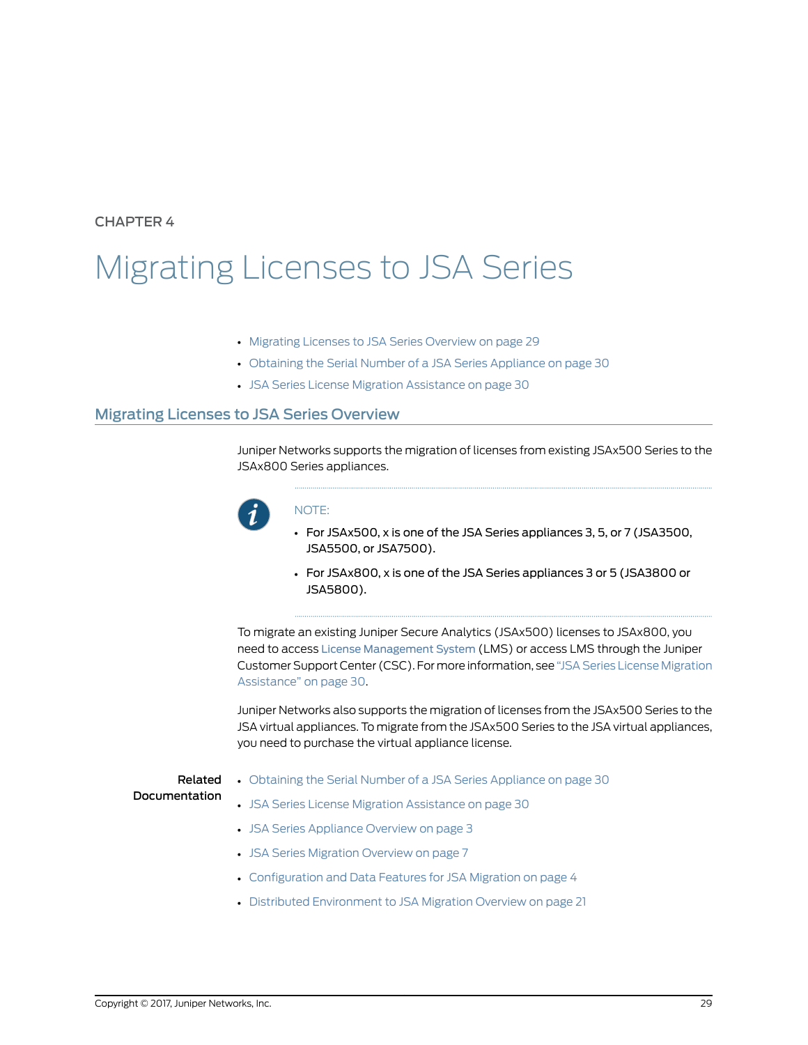CHAPTER 4

# Migrating Licenses to JSA Series

- Migrating Licenses to JSA Series Overview on page 29
- Obtaining the Serial Number of a JSA Series Appliance on page 30
- JSA Series License Migration Assistance on page 30

## Migrating Licenses to JSA Series Overview

Juniper Networks supports the migration of licenses from existing JSAx500 Series to the JSAx800 Series appliances.

NOTE:

- For JSAx500, x is one of the JSA Series appliances 3, 5, or 7 (JSA3500, JSA5500, or JSA7500).
- For JSAx800, x is one of the JSA Series appliances 3 or 5 (JSA3800 or JSA5800).

To migrate an existing Juniper Secure Analytics (JSAx500) licenses to JSAx800, you need to access License Management System (LMS) or access LMS through the Juniper Customer Support Center (CSC). For more information, see "JSA Series License Migration Assistance" on page 30.

Juniper Networks also supports the migration of licenses from the JSAx500 Series to the JSA virtual appliances. To migrate from the JSAx500 Series to the JSA virtual appliances, you need to purchase the virtual appliance license.

**Related Documentation**

- Obtaining the Serial Number of a JSA Series Appliance on page 30
- JSA Series License Migration Assistance on page 30
- JSA Series Appliance Overview on page 3
- JSA Series Migration Overview on page 7
- Configuration and Data Features for JSA Migration on page 4
- Distributed Environment to JSA Migration Overview on page 21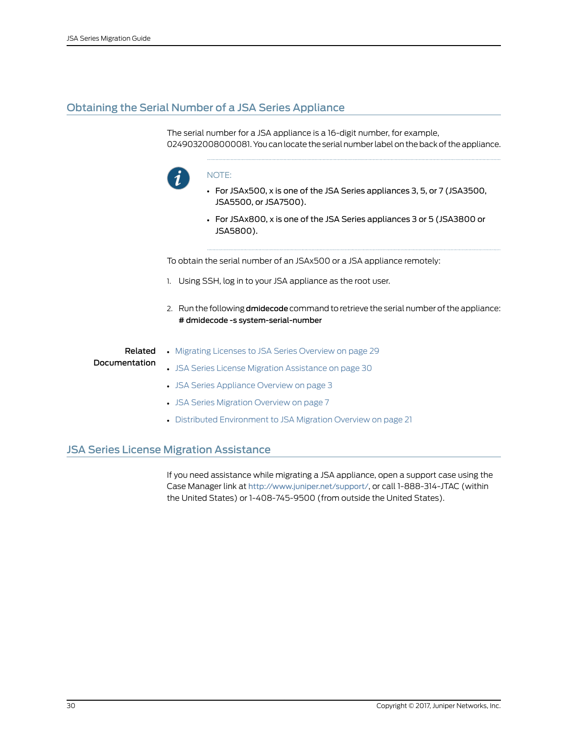## Obtaining the Serial Number of a JSA Series Appliance

The serial number for a JSA appliance is a 16-digit number, for example, 0249032008000081. You can locate the serial number label on the back of the appliance.

> NOTE:
> - For JSAx500, x is one of the JSA Series appliances 3, 5, or 7 (JSA3500, JSA5500, or JSA7500).
> - For JSAx800, x is one of the JSA Series appliances 3 or 5 (JSA3800 or JSA5800).

To obtain the serial number of an JSAx500 or a JSA appliance remotely:

1. Using SSH, log in to your JSA appliance as the root user.
2. Run the following **dmidecode** command to retrieve the serial number of the appliance:

   **# dmidecode -s system-serial-number**

**Related Documentation**

- Migrating Licenses to JSA Series Overview on page 29
- JSA Series License Migration Assistance on page 30
- JSA Series Appliance Overview on page 3
- JSA Series Migration Overview on page 7
- Distributed Environment to JSA Migration Overview on page 21

## JSA Series License Migration Assistance

If you need assistance while migrating a JSA appliance, open a support case using the Case Manager link at http://www.juniper.net/support/, or call 1-888-314-JTAC (within the United States) or 1-408-745-9500 (from outside the United States).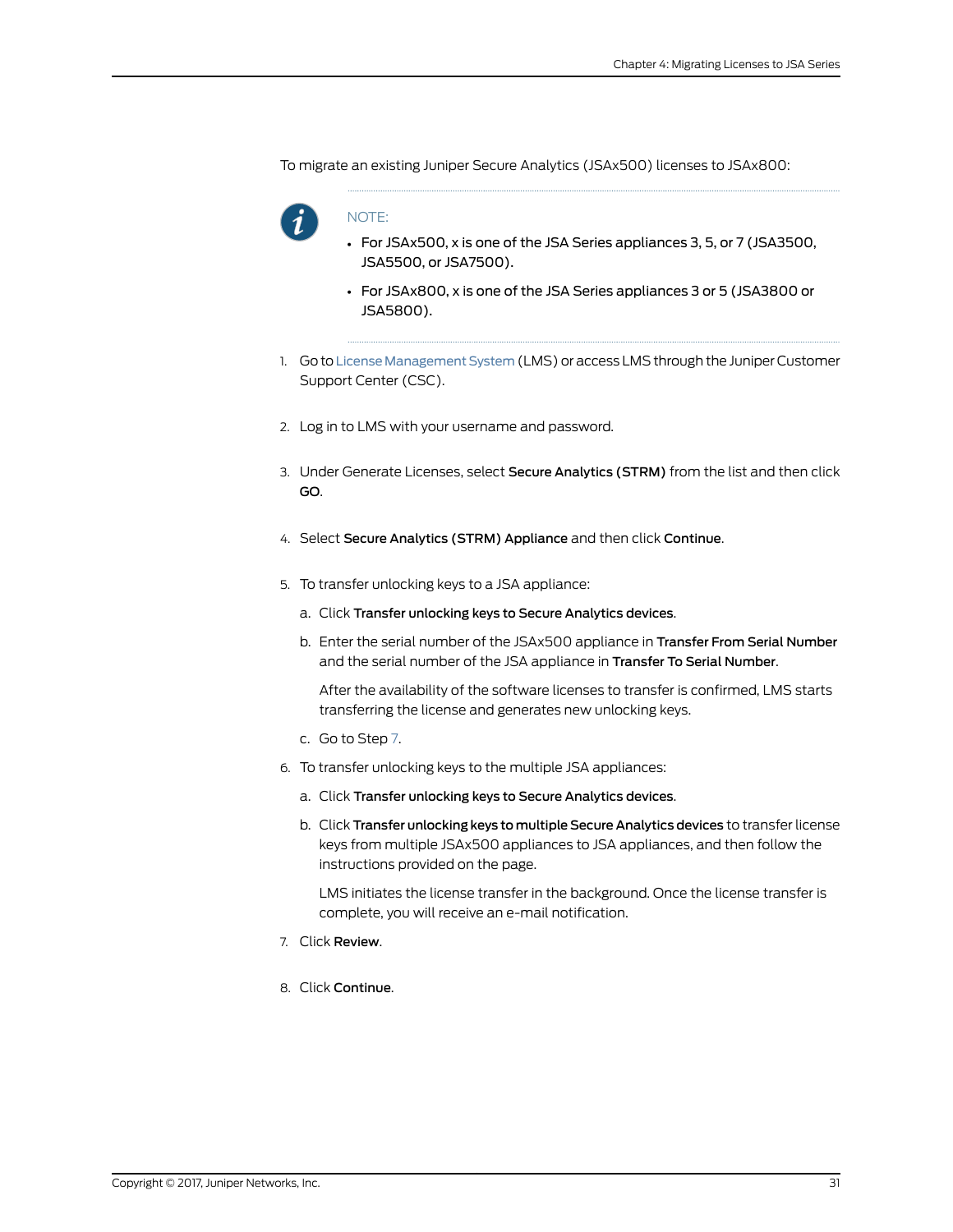To migrate an existing Juniper Secure Analytics (JSAx500) licenses to JSAx800:

---

NOTE:

- For JSAx500, x is one of the JSA Series appliances 3, 5, or 7 (JSA3500, JSA5500, or JSA7500).
- For JSAx800, x is one of the JSA Series appliances 3 or 5 (JSA3800 or JSA5800).

---

1. Go to License Management System (LMS) or access LMS through the Juniper Customer Support Center (CSC).
2. Log in to LMS with your username and password.
3. Under Generate Licenses, select **Secure Analytics (STRM)** from the list and then click **GO**.
4. Select **Secure Analytics (STRM) Appliance** and then click **Continue**.
5. To transfer unlocking keys to a JSA appliance:
   a. Click **Transfer unlocking keys to Secure Analytics devices**.
   b. Enter the serial number of the JSAx500 appliance in **Transfer From Serial Number** and the serial number of the JSA appliance in **Transfer To Serial Number**.

      After the availability of the software licenses to transfer is confirmed, LMS starts transferring the license and generates new unlocking keys.
   c. Go to Step 7.
6. To transfer unlocking keys to the multiple JSA appliances:
   a. Click **Transfer unlocking keys to Secure Analytics devices**.
   b. Click **Transfer unlocking keys to multiple Secure Analytics devices** to transfer license keys from multiple JSAx500 appliances to JSA appliances, and then follow the instructions provided on the page.

      LMS initiates the license transfer in the background. Once the license transfer is complete, you will receive an e-mail notification.
7. Click **Review**.
8. Click **Continue**.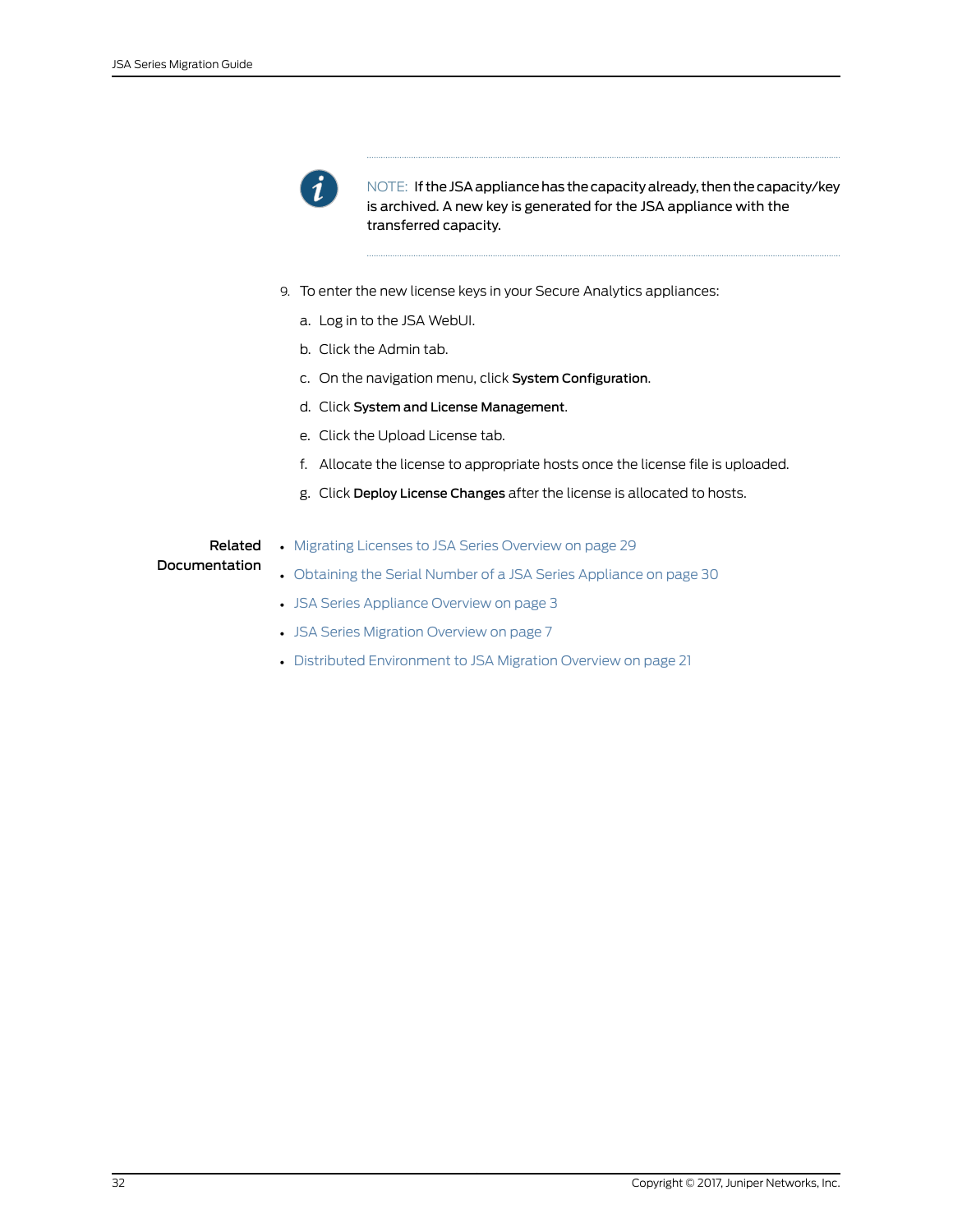NOTE: If the JSA appliance has the capacity already, then the capacity/key is archived. A new key is generated for the JSA appliance with the transferred capacity.

9. To enter the new license keys in your Secure Analytics appliances:

   a. Log in to the JSA WebUI.

   b. Click the Admin tab.

   c. On the navigation menu, click **System Configuration**.

   d. Click **System and License Management**.

   e. Click the Upload License tab.

   f. Allocate the license to appropriate hosts once the license file is uploaded.

   g. Click **Deploy License Changes** after the license is allocated to hosts.

**Related Documentation**

- Migrating Licenses to JSA Series Overview on page 29
- Obtaining the Serial Number of a JSA Series Appliance on page 30
- JSA Series Appliance Overview on page 3
- JSA Series Migration Overview on page 7
- Distributed Environment to JSA Migration Overview on page 21